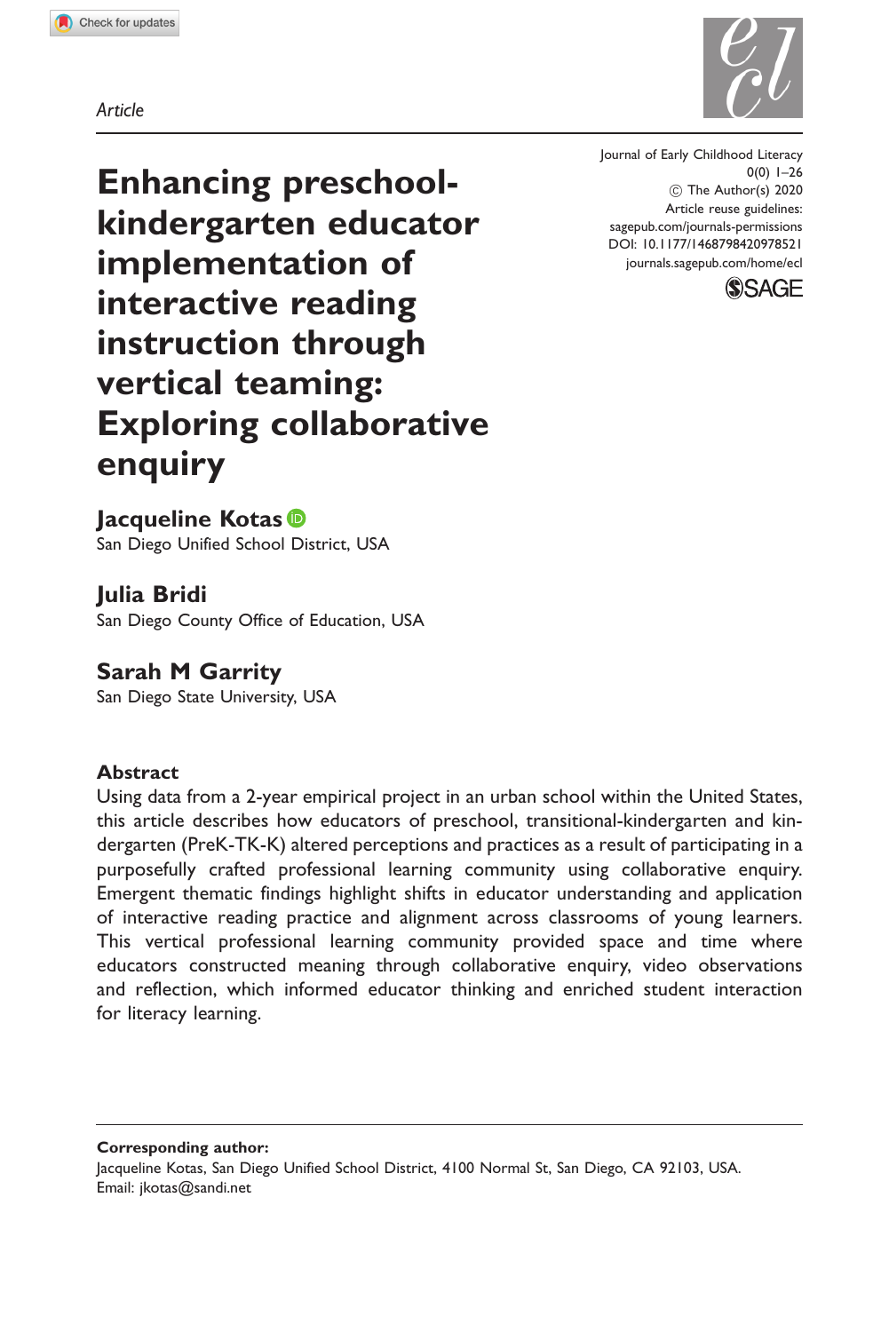Article

# Enhancing preschool-kindergarten educator implementation of interactive reading instruction through vertical teaming: Exploring collaborative enquiry

Journal of Early Childhood Literacy
0(0) 1–26
© The Author(s) 2020
Article reuse guidelines:
sagepub.com/journals-permissions
DOI: 10.1177/1468798420978521
journals.sagepub.com/home/ecl

**Jacqueline Kotas**
San Diego Unified School District, USA

**Julia Bridi**
San Diego County Office of Education, USA

**Sarah M Garrity**
San Diego State University, USA

## Abstract

Using data from a 2-year empirical project in an urban school within the United States, this article describes how educators of preschool, transitional-kindergarten and kindergarten (PreK-TK-K) altered perceptions and practices as a result of participating in a purposefully crafted professional learning community using collaborative enquiry. Emergent thematic findings highlight shifts in educator understanding and application of interactive reading practice and alignment across classrooms of young learners. This vertical professional learning community provided space and time where educators constructed meaning through collaborative enquiry, video observations and reflection, which informed educator thinking and enriched student interaction for literacy learning.

**Corresponding author:**
Jacqueline Kotas, San Diego Unified School District, 4100 Normal St, San Diego, CA 92103, USA.
Email: jkotas@sandi.net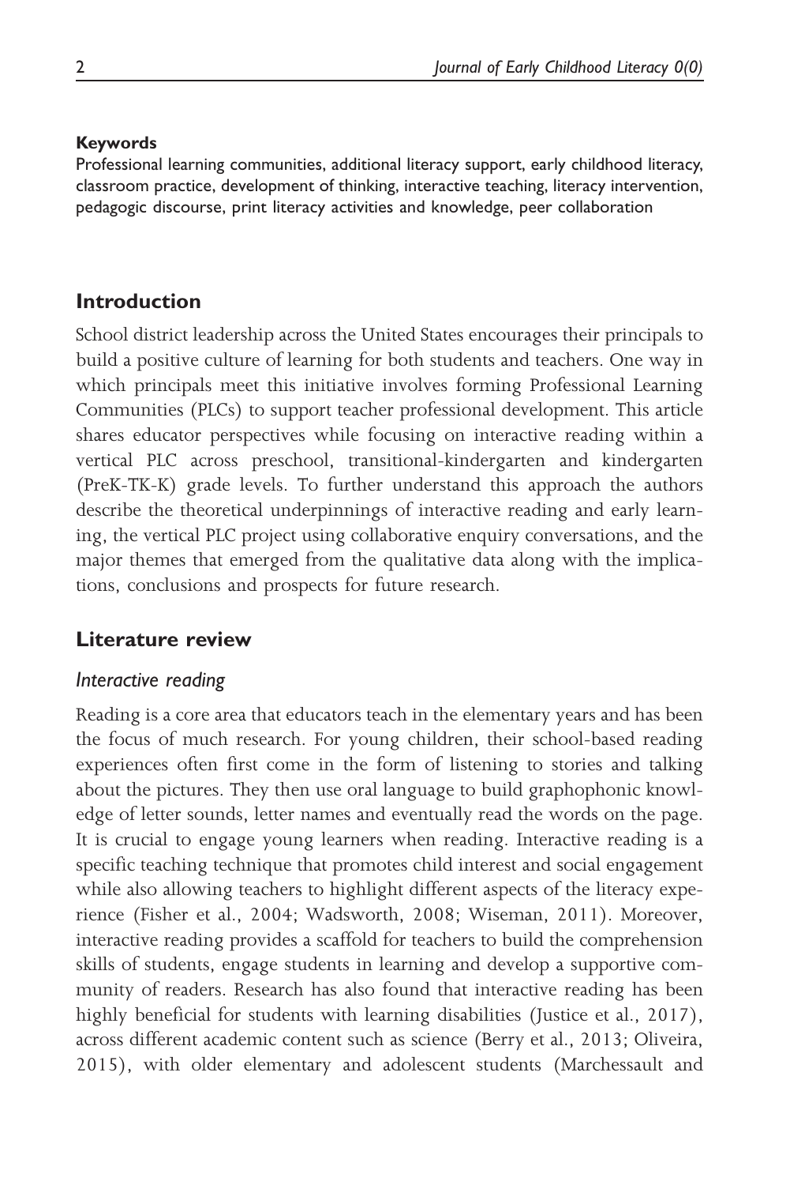**Keywords**

Professional learning communities, additional literacy support, early childhood literacy, classroom practice, development of thinking, interactive teaching, literacy intervention, pedagogic discourse, print literacy activities and knowledge, peer collaboration

## Introduction

School district leadership across the United States encourages their principals to build a positive culture of learning for both students and teachers. One way in which principals meet this initiative involves forming Professional Learning Communities (PLCs) to support teacher professional development. This article shares educator perspectives while focusing on interactive reading within a vertical PLC across preschool, transitional-kindergarten and kindergarten (PreK-TK-K) grade levels. To further understand this approach the authors describe the theoretical underpinnings of interactive reading and early learning, the vertical PLC project using collaborative enquiry conversations, and the major themes that emerged from the qualitative data along with the implications, conclusions and prospects for future research.

## Literature review

### *Interactive reading*

Reading is a core area that educators teach in the elementary years and has been the focus of much research. For young children, their school-based reading experiences often first come in the form of listening to stories and talking about the pictures. They then use oral language to build graphophonic knowledge of letter sounds, letter names and eventually read the words on the page. It is crucial to engage young learners when reading. Interactive reading is a specific teaching technique that promotes child interest and social engagement while also allowing teachers to highlight different aspects of the literacy experience (Fisher et al., 2004; Wadsworth, 2008; Wiseman, 2011). Moreover, interactive reading provides a scaffold for teachers to build the comprehension skills of students, engage students in learning and develop a supportive community of readers. Research has also found that interactive reading has been highly beneficial for students with learning disabilities (Justice et al., 2017), across different academic content such as science (Berry et al., 2013; Oliveira, 2015), with older elementary and adolescent students (Marchessault and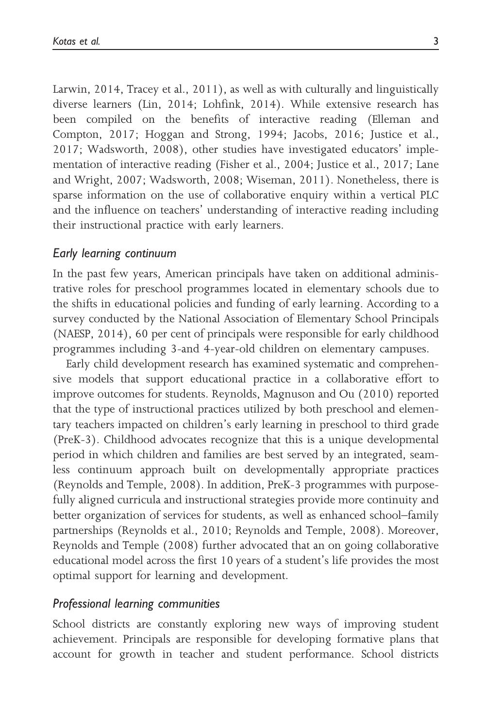Larwin, 2014, Tracey et al., 2011), as well as with culturally and linguistically diverse learners (Lin, 2014; Lohfink, 2014). While extensive research has been compiled on the benefits of interactive reading (Elleman and Compton, 2017; Hoggan and Strong, 1994; Jacobs, 2016; Justice et al., 2017; Wadsworth, 2008), other studies have investigated educators' implementation of interactive reading (Fisher et al., 2004; Justice et al., 2017; Lane and Wright, 2007; Wadsworth, 2008; Wiseman, 2011). Nonetheless, there is sparse information on the use of collaborative enquiry within a vertical PLC and the influence on teachers' understanding of interactive reading including their instructional practice with early learners.

### *Early learning continuum*

In the past few years, American principals have taken on additional administrative roles for preschool programmes located in elementary schools due to the shifts in educational policies and funding of early learning. According to a survey conducted by the National Association of Elementary School Principals (NAESP, 2014), 60 per cent of principals were responsible for early childhood programmes including 3-and 4-year-old children on elementary campuses.

Early child development research has examined systematic and comprehensive models that support educational practice in a collaborative effort to improve outcomes for students. Reynolds, Magnuson and Ou (2010) reported that the type of instructional practices utilized by both preschool and elementary teachers impacted on children's early learning in preschool to third grade (PreK-3). Childhood advocates recognize that this is a unique developmental period in which children and families are best served by an integrated, seamless continuum approach built on developmentally appropriate practices (Reynolds and Temple, 2008). In addition, PreK-3 programmes with purposefully aligned curricula and instructional strategies provide more continuity and better organization of services for students, as well as enhanced school–family partnerships (Reynolds et al., 2010; Reynolds and Temple, 2008). Moreover, Reynolds and Temple (2008) further advocated that an on going collaborative educational model across the first 10 years of a student's life provides the most optimal support for learning and development.

### *Professional learning communities*

School districts are constantly exploring new ways of improving student achievement. Principals are responsible for developing formative plans that account for growth in teacher and student performance. School districts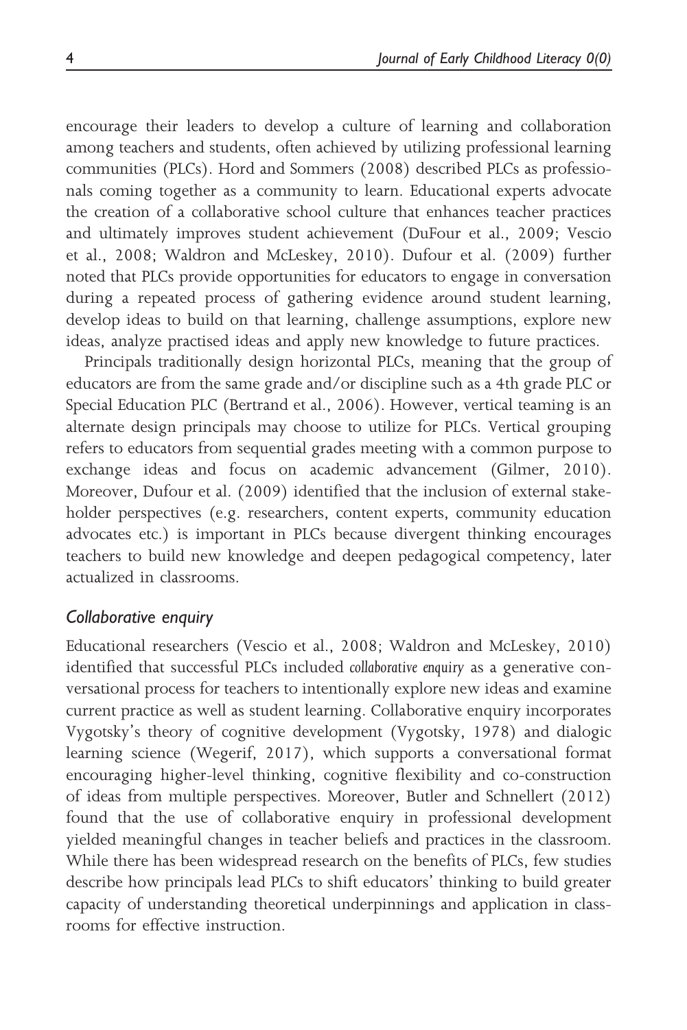encourage their leaders to develop a culture of learning and collaboration among teachers and students, often achieved by utilizing professional learning communities (PLCs). Hord and Sommers (2008) described PLCs as professionals coming together as a community to learn. Educational experts advocate the creation of a collaborative school culture that enhances teacher practices and ultimately improves student achievement (DuFour et al., 2009; Vescio et al., 2008; Waldron and McLeskey, 2010). Dufour et al. (2009) further noted that PLCs provide opportunities for educators to engage in conversation during a repeated process of gathering evidence around student learning, develop ideas to build on that learning, challenge assumptions, explore new ideas, analyze practised ideas and apply new knowledge to future practices.

Principals traditionally design horizontal PLCs, meaning that the group of educators are from the same grade and/or discipline such as a 4th grade PLC or Special Education PLC (Bertrand et al., 2006). However, vertical teaming is an alternate design principals may choose to utilize for PLCs. Vertical grouping refers to educators from sequential grades meeting with a common purpose to exchange ideas and focus on academic advancement (Gilmer, 2010). Moreover, Dufour et al. (2009) identified that the inclusion of external stakeholder perspectives (e.g. researchers, content experts, community education advocates etc.) is important in PLCs because divergent thinking encourages teachers to build new knowledge and deepen pedagogical competency, later actualized in classrooms.

### *Collaborative enquiry*

Educational researchers (Vescio et al., 2008; Waldron and McLeskey, 2010) identified that successful PLCs included *collaborative enquiry* as a generative conversational process for teachers to intentionally explore new ideas and examine current practice as well as student learning. Collaborative enquiry incorporates Vygotsky's theory of cognitive development (Vygotsky, 1978) and dialogic learning science (Wegerif, 2017), which supports a conversational format encouraging higher-level thinking, cognitive flexibility and co-construction of ideas from multiple perspectives. Moreover, Butler and Schnellert (2012) found that the use of collaborative enquiry in professional development yielded meaningful changes in teacher beliefs and practices in the classroom. While there has been widespread research on the benefits of PLCs, few studies describe how principals lead PLCs to shift educators' thinking to build greater capacity of understanding theoretical underpinnings and application in classrooms for effective instruction.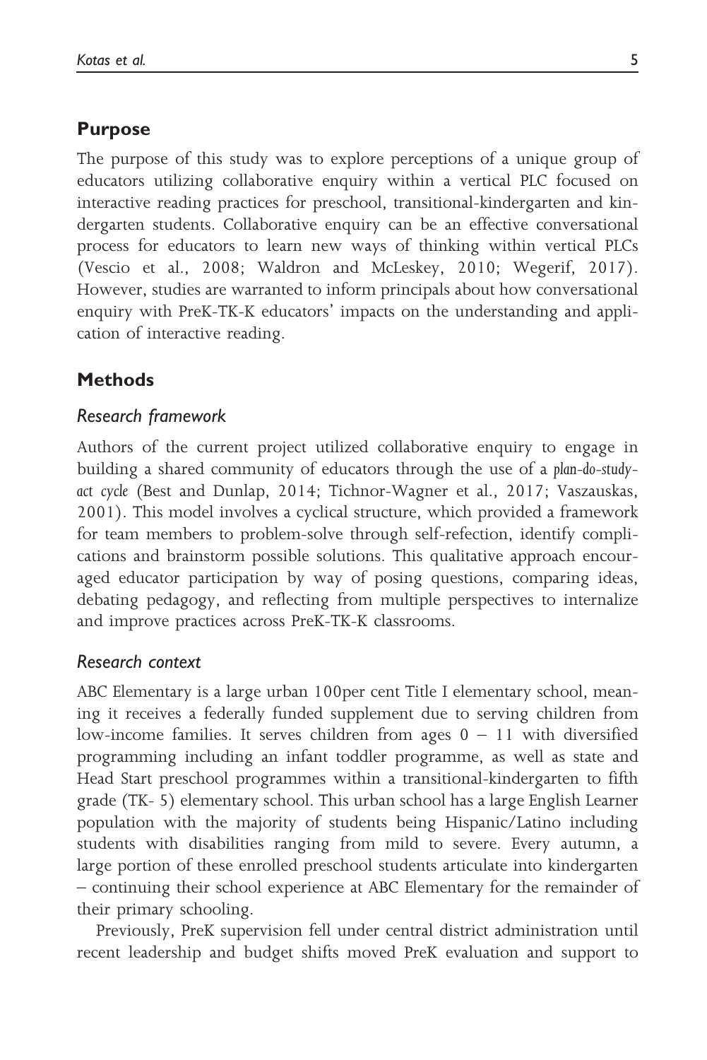## Purpose

The purpose of this study was to explore perceptions of a unique group of educators utilizing collaborative enquiry within a vertical PLC focused on interactive reading practices for preschool, transitional-kindergarten and kindergarten students. Collaborative enquiry can be an effective conversational process for educators to learn new ways of thinking within vertical PLCs (Vescio et al., 2008; Waldron and McLeskey, 2010; Wegerif, 2017). However, studies are warranted to inform principals about how conversational enquiry with PreK-TK-K educators' impacts on the understanding and application of interactive reading.

## Methods

### Research framework

Authors of the current project utilized collaborative enquiry to engage in building a shared community of educators through the use of a *plan-do-study-act cycle* (Best and Dunlap, 2014; Tichnor-Wagner et al., 2017; Vaszauskas, 2001). This model involves a cyclical structure, which provided a framework for team members to problem-solve through self-refection, identify complications and brainstorm possible solutions. This qualitative approach encouraged educator participation by way of posing questions, comparing ideas, debating pedagogy, and reflecting from multiple perspectives to internalize and improve practices across PreK-TK-K classrooms.

### Research context

ABC Elementary is a large urban 100per cent Title I elementary school, meaning it receives a federally funded supplement due to serving children from low-income families. It serves children from ages 0 – 11 with diversified programming including an infant toddler programme, as well as state and Head Start preschool programmes within a transitional-kindergarten to fifth grade (TK- 5) elementary school. This urban school has a large English Learner population with the majority of students being Hispanic/Latino including students with disabilities ranging from mild to severe. Every autumn, a large portion of these enrolled preschool students articulate into kindergarten – continuing their school experience at ABC Elementary for the remainder of their primary schooling.

Previously, PreK supervision fell under central district administration until recent leadership and budget shifts moved PreK evaluation and support to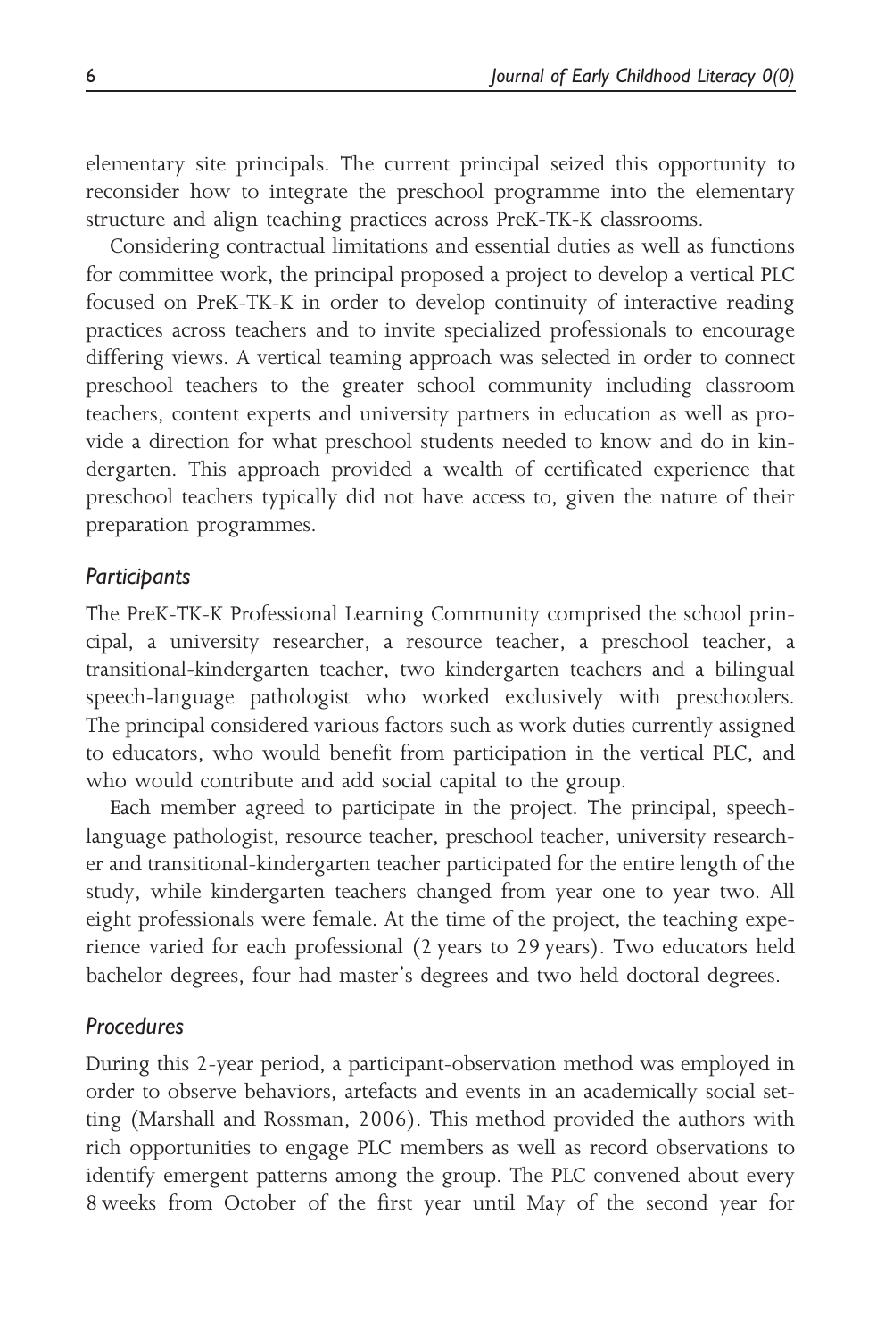elementary site principals. The current principal seized this opportunity to reconsider how to integrate the preschool programme into the elementary structure and align teaching practices across PreK-TK-K classrooms.

Considering contractual limitations and essential duties as well as functions for committee work, the principal proposed a project to develop a vertical PLC focused on PreK-TK-K in order to develop continuity of interactive reading practices across teachers and to invite specialized professionals to encourage differing views. A vertical teaming approach was selected in order to connect preschool teachers to the greater school community including classroom teachers, content experts and university partners in education as well as provide a direction for what preschool students needed to know and do in kindergarten. This approach provided a wealth of certificated experience that preschool teachers typically did not have access to, given the nature of their preparation programmes.

### *Participants*

The PreK-TK-K Professional Learning Community comprised the school principal, a university researcher, a resource teacher, a preschool teacher, a transitional-kindergarten teacher, two kindergarten teachers and a bilingual speech-language pathologist who worked exclusively with preschoolers. The principal considered various factors such as work duties currently assigned to educators, who would benefit from participation in the vertical PLC, and who would contribute and add social capital to the group.

Each member agreed to participate in the project. The principal, speech-language pathologist, resource teacher, preschool teacher, university researcher and transitional-kindergarten teacher participated for the entire length of the study, while kindergarten teachers changed from year one to year two. All eight professionals were female. At the time of the project, the teaching experience varied for each professional (2 years to 29 years). Two educators held bachelor degrees, four had master's degrees and two held doctoral degrees.

### *Procedures*

During this 2-year period, a participant-observation method was employed in order to observe behaviors, artefacts and events in an academically social setting (Marshall and Rossman, 2006). This method provided the authors with rich opportunities to engage PLC members as well as record observations to identify emergent patterns among the group. The PLC convened about every 8 weeks from October of the first year until May of the second year for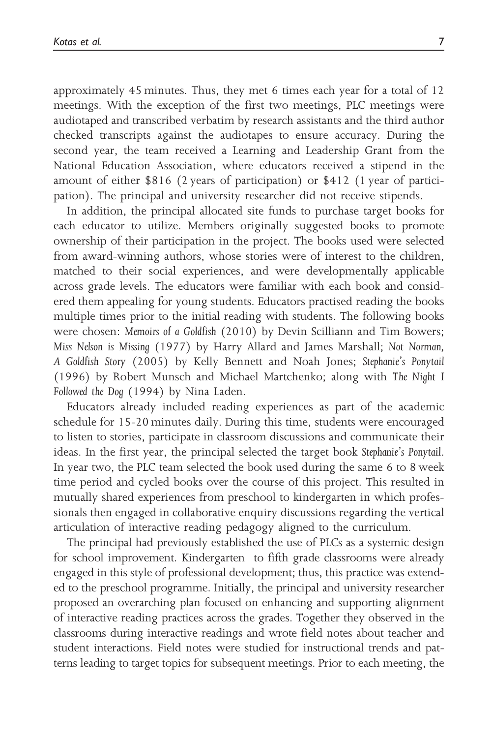approximately 45 minutes. Thus, they met 6 times each year for a total of 12 meetings. With the exception of the first two meetings, PLC meetings were audiotaped and transcribed verbatim by research assistants and the third author checked transcripts against the audiotapes to ensure accuracy. During the second year, the team received a Learning and Leadership Grant from the National Education Association, where educators received a stipend in the amount of either $816 (2 years of participation) or $412 (1 year of participation). The principal and university researcher did not receive stipends.

In addition, the principal allocated site funds to purchase target books for each educator to utilize. Members originally suggested books to promote ownership of their participation in the project. The books used were selected from award-winning authors, whose stories were of interest to the children, matched to their social experiences, and were developmentally applicable across grade levels. The educators were familiar with each book and considered them appealing for young students. Educators practised reading the books multiple times prior to the initial reading with students. The following books were chosen: *Memoirs of a Goldfish* (2010) by Devin Scilliann and Tim Bowers; *Miss Nelson is Missing* (1977) by Harry Allard and James Marshall; *Not Norman, A Goldfish Story* (2005) by Kelly Bennett and Noah Jones; *Stephanie's Ponytail* (1996) by Robert Munsch and Michael Martchenko; along with *The Night I Followed the Dog* (1994) by Nina Laden.

Educators already included reading experiences as part of the academic schedule for 15-20 minutes daily. During this time, students were encouraged to listen to stories, participate in classroom discussions and communicate their ideas. In the first year, the principal selected the target book *Stephanie's Ponytail*. In year two, the PLC team selected the book used during the same 6 to 8 week time period and cycled books over the course of this project. This resulted in mutually shared experiences from preschool to kindergarten in which professionals then engaged in collaborative enquiry discussions regarding the vertical articulation of interactive reading pedagogy aligned to the curriculum.

The principal had previously established the use of PLCs as a systemic design for school improvement. Kindergarten to fifth grade classrooms were already engaged in this style of professional development; thus, this practice was extended to the preschool programme. Initially, the principal and university researcher proposed an overarching plan focused on enhancing and supporting alignment of interactive reading practices across the grades. Together they observed in the classrooms during interactive readings and wrote field notes about teacher and student interactions. Field notes were studied for instructional trends and patterns leading to target topics for subsequent meetings. Prior to each meeting, the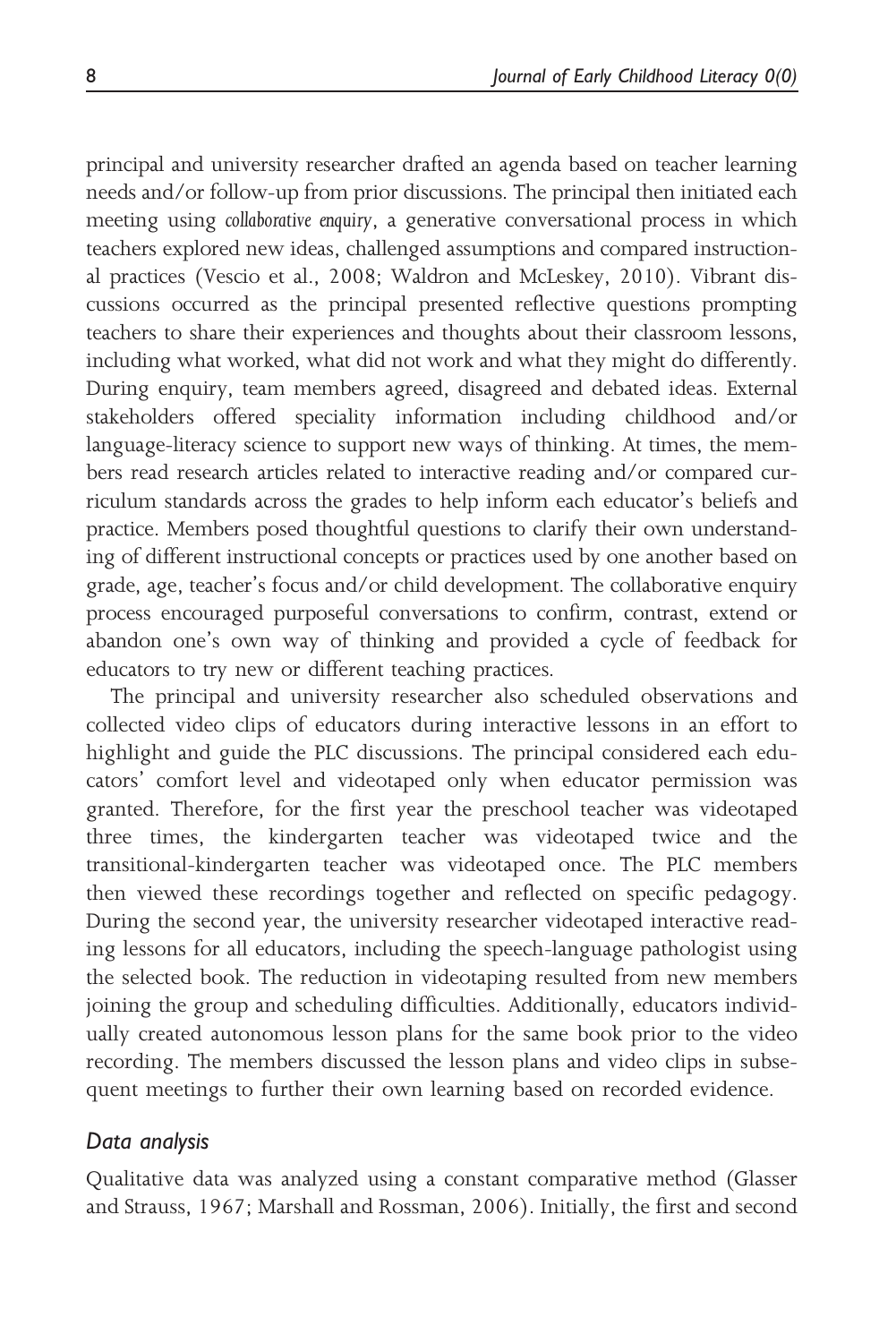principal and university researcher drafted an agenda based on teacher learning needs and/or follow-up from prior discussions. The principal then initiated each meeting using *collaborative enquiry*, a generative conversational process in which teachers explored new ideas, challenged assumptions and compared instructional practices (Vescio et al., 2008; Waldron and McLeskey, 2010). Vibrant discussions occurred as the principal presented reflective questions prompting teachers to share their experiences and thoughts about their classroom lessons, including what worked, what did not work and what they might do differently. During enquiry, team members agreed, disagreed and debated ideas. External stakeholders offered speciality information including childhood and/or language-literacy science to support new ways of thinking. At times, the members read research articles related to interactive reading and/or compared curriculum standards across the grades to help inform each educator's beliefs and practice. Members posed thoughtful questions to clarify their own understanding of different instructional concepts or practices used by one another based on grade, age, teacher's focus and/or child development. The collaborative enquiry process encouraged purposeful conversations to confirm, contrast, extend or abandon one's own way of thinking and provided a cycle of feedback for educators to try new or different teaching practices.

The principal and university researcher also scheduled observations and collected video clips of educators during interactive lessons in an effort to highlight and guide the PLC discussions. The principal considered each educators' comfort level and videotaped only when educator permission was granted. Therefore, for the first year the preschool teacher was videotaped three times, the kindergarten teacher was videotaped twice and the transitional-kindergarten teacher was videotaped once. The PLC members then viewed these recordings together and reflected on specific pedagogy. During the second year, the university researcher videotaped interactive reading lessons for all educators, including the speech-language pathologist using the selected book. The reduction in videotaping resulted from new members joining the group and scheduling difficulties. Additionally, educators individually created autonomous lesson plans for the same book prior to the video recording. The members discussed the lesson plans and video clips in subsequent meetings to further their own learning based on recorded evidence.

### Data analysis

Qualitative data was analyzed using a constant comparative method (Glasser and Strauss, 1967; Marshall and Rossman, 2006). Initially, the first and second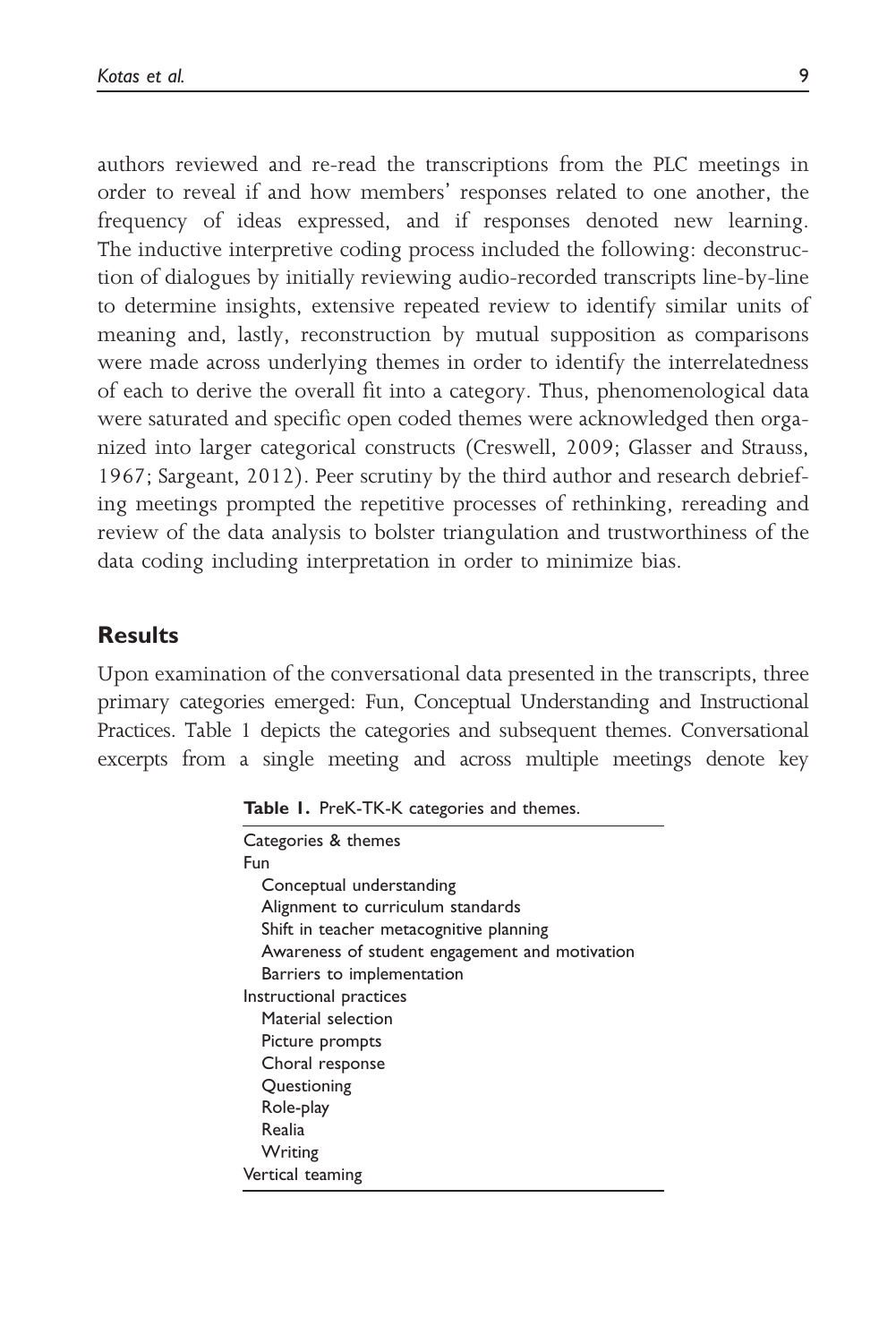authors reviewed and re-read the transcriptions from the PLC meetings in order to reveal if and how members' responses related to one another, the frequency of ideas expressed, and if responses denoted new learning. The inductive interpretive coding process included the following: deconstruction of dialogues by initially reviewing audio-recorded transcripts line-by-line to determine insights, extensive repeated review to identify similar units of meaning and, lastly, reconstruction by mutual supposition as comparisons were made across underlying themes in order to identify the interrelatedness of each to derive the overall fit into a category. Thus, phenomenological data were saturated and specific open coded themes were acknowledged then organized into larger categorical constructs (Creswell, 2009; Glasser and Strauss, 1967; Sargeant, 2012). Peer scrutiny by the third author and research debriefing meetings prompted the repetitive processes of rethinking, rereading and review of the data analysis to bolster triangulation and trustworthiness of the data coding including interpretation in order to minimize bias.

## Results

Upon examination of the conversational data presented in the transcripts, three primary categories emerged: Fun, Conceptual Understanding and Instructional Practices. Table 1 depicts the categories and subsequent themes. Conversational excerpts from a single meeting and across multiple meetings denote key

**Table 1.** PreK-TK-K categories and themes.

| Categories & themes |
|---|
| Fun |
| &nbsp;&nbsp;Conceptual understanding |
| &nbsp;&nbsp;Alignment to curriculum standards |
| &nbsp;&nbsp;Shift in teacher metacognitive planning |
| &nbsp;&nbsp;Awareness of student engagement and motivation |
| &nbsp;&nbsp;Barriers to implementation |
| Instructional practices |
| &nbsp;&nbsp;Material selection |
| &nbsp;&nbsp;Picture prompts |
| &nbsp;&nbsp;Choral response |
| &nbsp;&nbsp;Questioning |
| &nbsp;&nbsp;Role-play |
| &nbsp;&nbsp;Realia |
| &nbsp;&nbsp;Writing |
| Vertical teaming |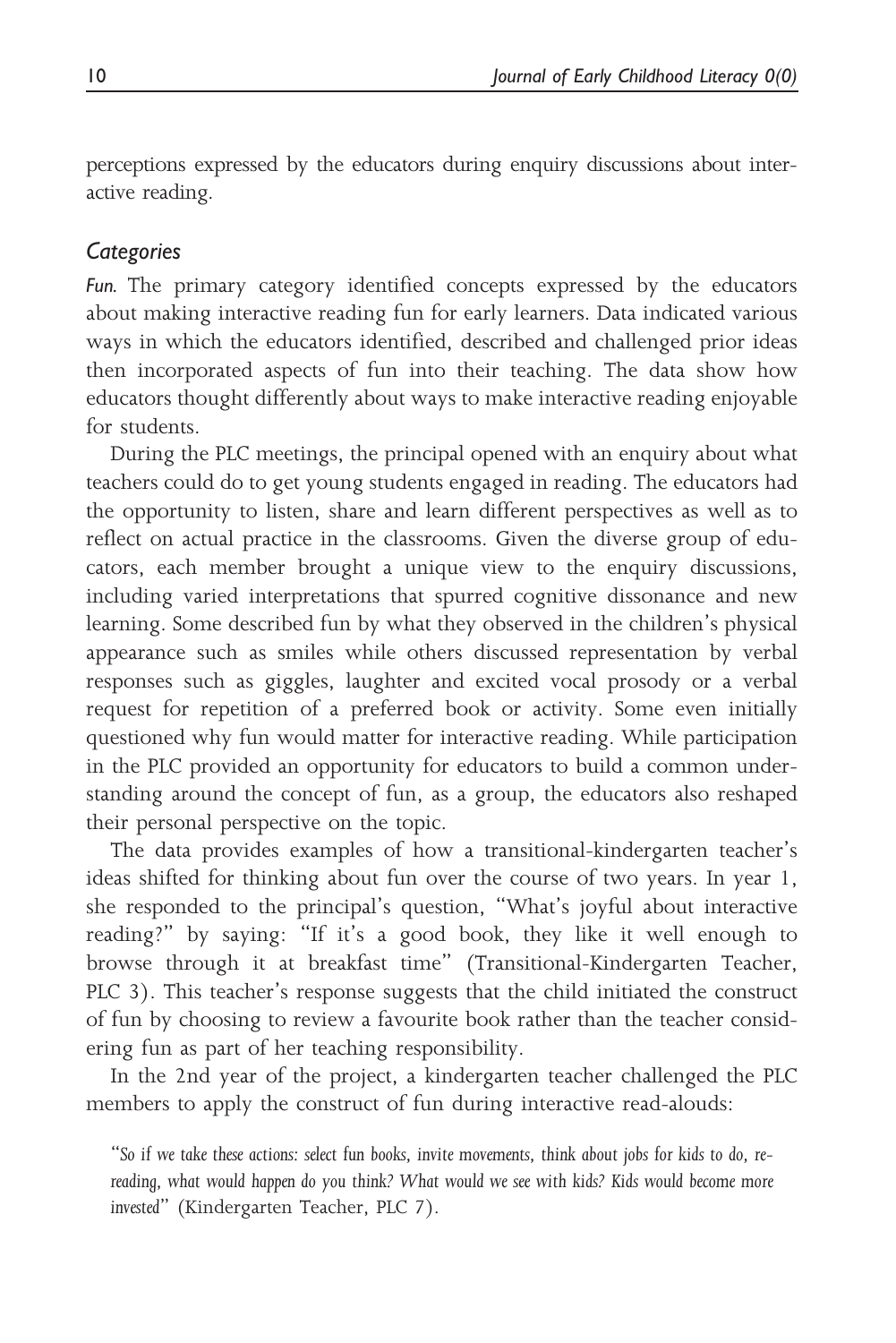perceptions expressed by the educators during enquiry discussions about interactive reading.

### *Categories*

*Fun.* The primary category identified concepts expressed by the educators about making interactive reading fun for early learners. Data indicated various ways in which the educators identified, described and challenged prior ideas then incorporated aspects of fun into their teaching. The data show how educators thought differently about ways to make interactive reading enjoyable for students.

During the PLC meetings, the principal opened with an enquiry about what teachers could do to get young students engaged in reading. The educators had the opportunity to listen, share and learn different perspectives as well as to reflect on actual practice in the classrooms. Given the diverse group of educators, each member brought a unique view to the enquiry discussions, including varied interpretations that spurred cognitive dissonance and new learning. Some described fun by what they observed in the children's physical appearance such as smiles while others discussed representation by verbal responses such as giggles, laughter and excited vocal prosody or a verbal request for repetition of a preferred book or activity. Some even initially questioned why fun would matter for interactive reading. While participation in the PLC provided an opportunity for educators to build a common understanding around the concept of fun, as a group, the educators also reshaped their personal perspective on the topic.

The data provides examples of how a transitional-kindergarten teacher's ideas shifted for thinking about fun over the course of two years. In year 1, she responded to the principal's question, "What's joyful about interactive reading?" by saying: "If it's a good book, they like it well enough to browse through it at breakfast time" (Transitional-Kindergarten Teacher, PLC 3). This teacher's response suggests that the child initiated the construct of fun by choosing to review a favourite book rather than the teacher considering fun as part of her teaching responsibility.

In the 2nd year of the project, a kindergarten teacher challenged the PLC members to apply the construct of fun during interactive read-alouds:

> "*So if we take these actions: select fun books, invite movements, think about jobs for kids to do, re-reading, what would happen do you think? What would we see with kids? Kids would become more invested*" (Kindergarten Teacher, PLC 7).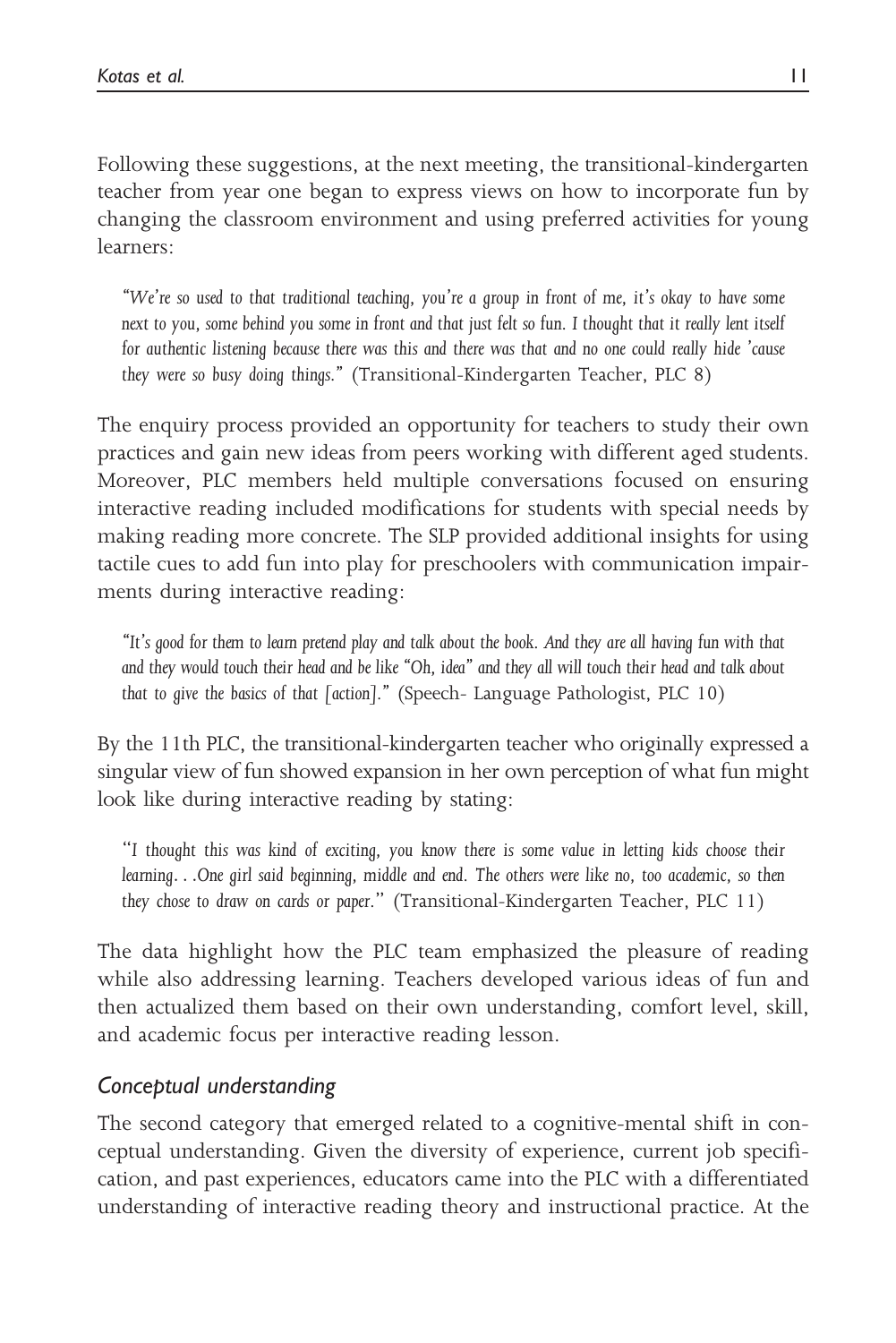Following these suggestions, at the next meeting, the transitional-kindergarten teacher from year one began to express views on how to incorporate fun by changing the classroom environment and using preferred activities for young learners:

> *"We're so used to that traditional teaching, you're a group in front of me, it's okay to have some next to you, some behind you some in front and that just felt so fun. I thought that it really lent itself for authentic listening because there was this and there was that and no one could really hide 'cause they were so busy doing things."* (Transitional-Kindergarten Teacher, PLC 8)

The enquiry process provided an opportunity for teachers to study their own practices and gain new ideas from peers working with different aged students. Moreover, PLC members held multiple conversations focused on ensuring interactive reading included modifications for students with special needs by making reading more concrete. The SLP provided additional insights for using tactile cues to add fun into play for preschoolers with communication impairments during interactive reading:

> *"It's good for them to learn pretend play and talk about the book. And they are all having fun with that and they would touch their head and be like "Oh, idea" and they all will touch their head and talk about that to give the basics of that [action]."* (Speech- Language Pathologist, PLC 10)

By the 11th PLC, the transitional-kindergarten teacher who originally expressed a singular view of fun showed expansion in her own perception of what fun might look like during interactive reading by stating:

> *"I thought this was kind of exciting, you know there is some value in letting kids choose their learning. . .One girl said beginning, middle and end. The others were like no, too academic, so then they chose to draw on cards or paper."* (Transitional-Kindergarten Teacher, PLC 11)

The data highlight how the PLC team emphasized the pleasure of reading while also addressing learning. Teachers developed various ideas of fun and then actualized them based on their own understanding, comfort level, skill, and academic focus per interactive reading lesson.

### *Conceptual understanding*

The second category that emerged related to a cognitive-mental shift in conceptual understanding. Given the diversity of experience, current job specification, and past experiences, educators came into the PLC with a differentiated understanding of interactive reading theory and instructional practice. At the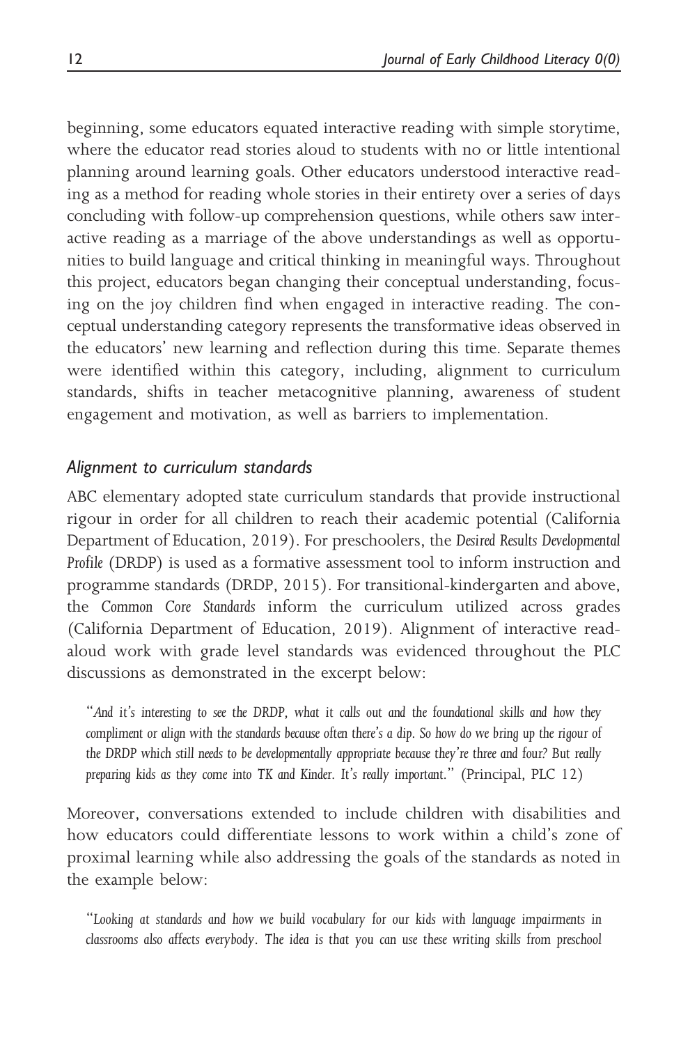beginning, some educators equated interactive reading with simple storytime, where the educator read stories aloud to students with no or little intentional planning around learning goals. Other educators understood interactive reading as a method for reading whole stories in their entirety over a series of days concluding with follow-up comprehension questions, while others saw interactive reading as a marriage of the above understandings as well as opportunities to build language and critical thinking in meaningful ways. Throughout this project, educators began changing their conceptual understanding, focusing on the joy children find when engaged in interactive reading. The conceptual understanding category represents the transformative ideas observed in the educators' new learning and reflection during this time. Separate themes were identified within this category, including, alignment to curriculum standards, shifts in teacher metacognitive planning, awareness of student engagement and motivation, as well as barriers to implementation.

### *Alignment to curriculum standards*

ABC elementary adopted state curriculum standards that provide instructional rigour in order for all children to reach their academic potential (California Department of Education, 2019). For preschoolers, the *Desired Results Developmental Profile* (DRDP) is used as a formative assessment tool to inform instruction and programme standards (DRDP, 2015). For transitional-kindergarten and above, the *Common Core Standards* inform the curriculum utilized across grades (California Department of Education, 2019). Alignment of interactive read-aloud work with grade level standards was evidenced throughout the PLC discussions as demonstrated in the excerpt below:

> "*And it's interesting to see the DRDP, what it calls out and the foundational skills and how they compliment or align with the standards because often there's a dip. So how do we bring up the rigour of the DRDP which still needs to be developmentally appropriate because they're three and four? But really preparing kids as they come into TK and Kinder. It's really important.*" (Principal, PLC 12)

Moreover, conversations extended to include children with disabilities and how educators could differentiate lessons to work within a child's zone of proximal learning while also addressing the goals of the standards as noted in the example below:

> "*Looking at standards and how we build vocabulary for our kids with language impairments in classrooms also affects everybody. The idea is that you can use these writing skills from preschool*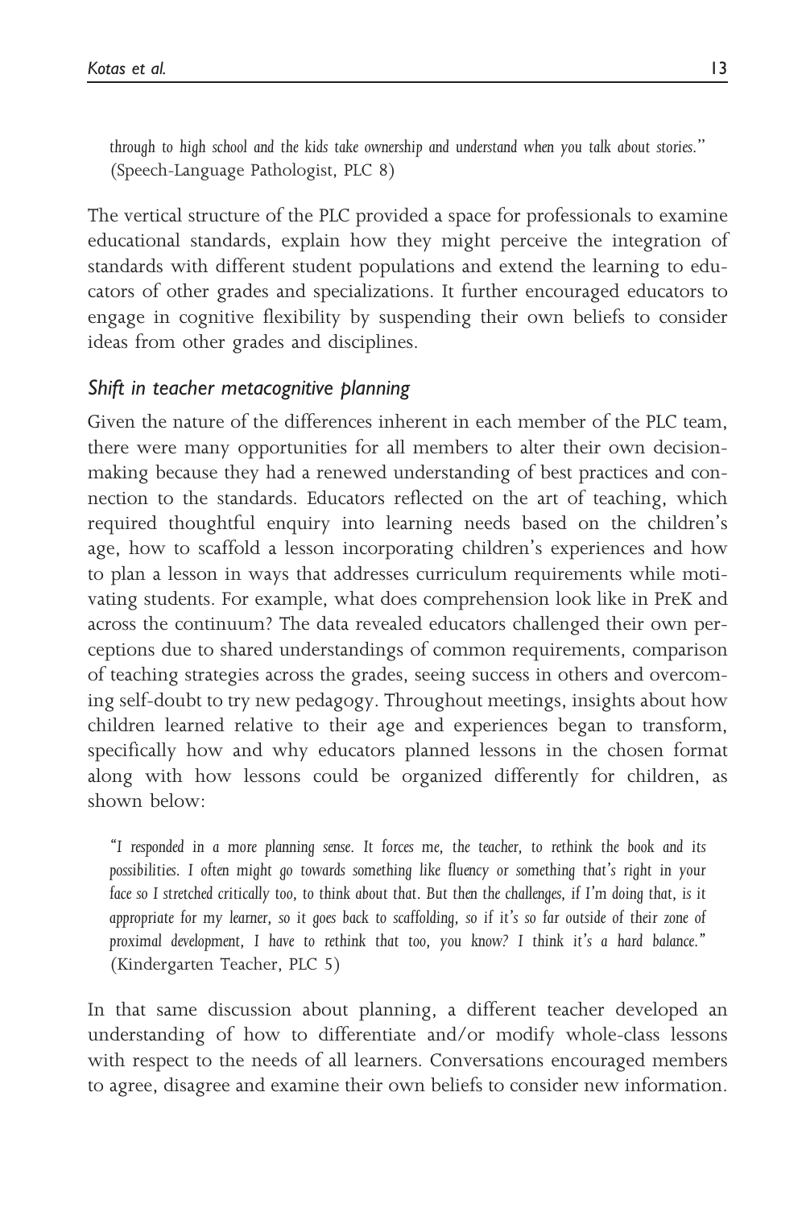*through to high school and the kids take ownership and understand when you talk about stories."* (Speech-Language Pathologist, PLC 8)

The vertical structure of the PLC provided a space for professionals to examine educational standards, explain how they might perceive the integration of standards with different student populations and extend the learning to educators of other grades and specializations. It further encouraged educators to engage in cognitive flexibility by suspending their own beliefs to consider ideas from other grades and disciplines.

### *Shift in teacher metacognitive planning*

Given the nature of the differences inherent in each member of the PLC team, there were many opportunities for all members to alter their own decision-making because they had a renewed understanding of best practices and connection to the standards. Educators reflected on the art of teaching, which required thoughtful enquiry into learning needs based on the children's age, how to scaffold a lesson incorporating children's experiences and how to plan a lesson in ways that addresses curriculum requirements while motivating students. For example, what does comprehension look like in PreK and across the continuum? The data revealed educators challenged their own perceptions due to shared understandings of common requirements, comparison of teaching strategies across the grades, seeing success in others and overcoming self-doubt to try new pedagogy. Throughout meetings, insights about how children learned relative to their age and experiences began to transform, specifically how and why educators planned lessons in the chosen format along with how lessons could be organized differently for children, as shown below:

*"I responded in a more planning sense. It forces me, the teacher, to rethink the book and its possibilities. I often might go towards something like fluency or something that's right in your face so I stretched critically too, to think about that. But then the challenges, if I'm doing that, is it appropriate for my learner, so it goes back to scaffolding, so if it's so far outside of their zone of proximal development, I have to rethink that too, you know? I think it's a hard balance."* (Kindergarten Teacher, PLC 5)

In that same discussion about planning, a different teacher developed an understanding of how to differentiate and/or modify whole-class lessons with respect to the needs of all learners. Conversations encouraged members to agree, disagree and examine their own beliefs to consider new information.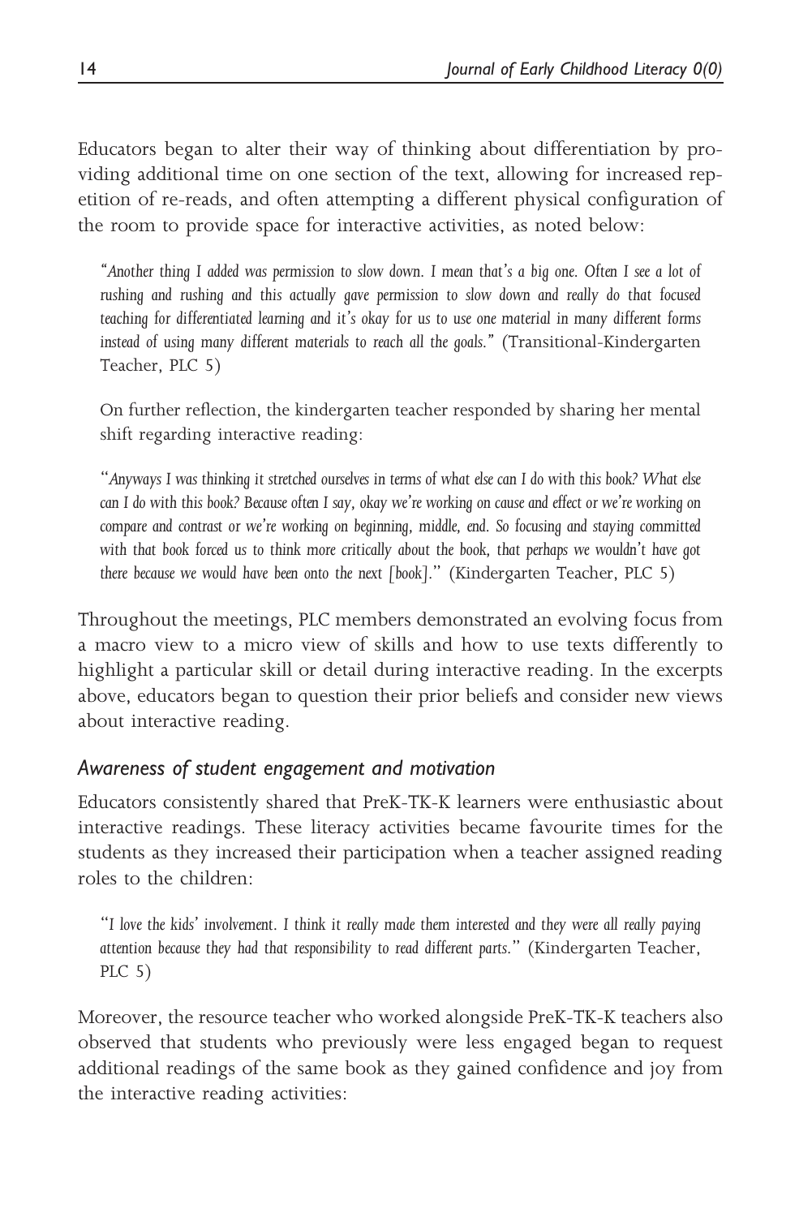Educators began to alter their way of thinking about differentiation by providing additional time on one section of the text, allowing for increased repetition of re-reads, and often attempting a different physical configuration of the room to provide space for interactive activities, as noted below:

> *"Another thing I added was permission to slow down. I mean that's a big one. Often I see a lot of rushing and rushing and this actually gave permission to slow down and really do that focused teaching for differentiated learning and it's okay for us to use one material in many different forms instead of using many different materials to reach all the goals."* (Transitional-Kindergarten Teacher, PLC 5)
>
> On further reflection, the kindergarten teacher responded by sharing her mental shift regarding interactive reading:
>
> *"Anyways I was thinking it stretched ourselves in terms of what else can I do with this book? What else can I do with this book? Because often I say, okay we're working on cause and effect or we're working on compare and contrast or we're working on beginning, middle, end. So focusing and staying committed with that book forced us to think more critically about the book, that perhaps we wouldn't have got there because we would have been onto the next [book]."* (Kindergarten Teacher, PLC 5)

Throughout the meetings, PLC members demonstrated an evolving focus from a macro view to a micro view of skills and how to use texts differently to highlight a particular skill or detail during interactive reading. In the excerpts above, educators began to question their prior beliefs and consider new views about interactive reading.

### *Awareness of student engagement and motivation*

Educators consistently shared that PreK-TK-K learners were enthusiastic about interactive readings. These literacy activities became favourite times for the students as they increased their participation when a teacher assigned reading roles to the children:

> *"I love the kids' involvement. I think it really made them interested and they were all really paying attention because they had that responsibility to read different parts."* (Kindergarten Teacher, PLC 5)

Moreover, the resource teacher who worked alongside PreK-TK-K teachers also observed that students who previously were less engaged began to request additional readings of the same book as they gained confidence and joy from the interactive reading activities: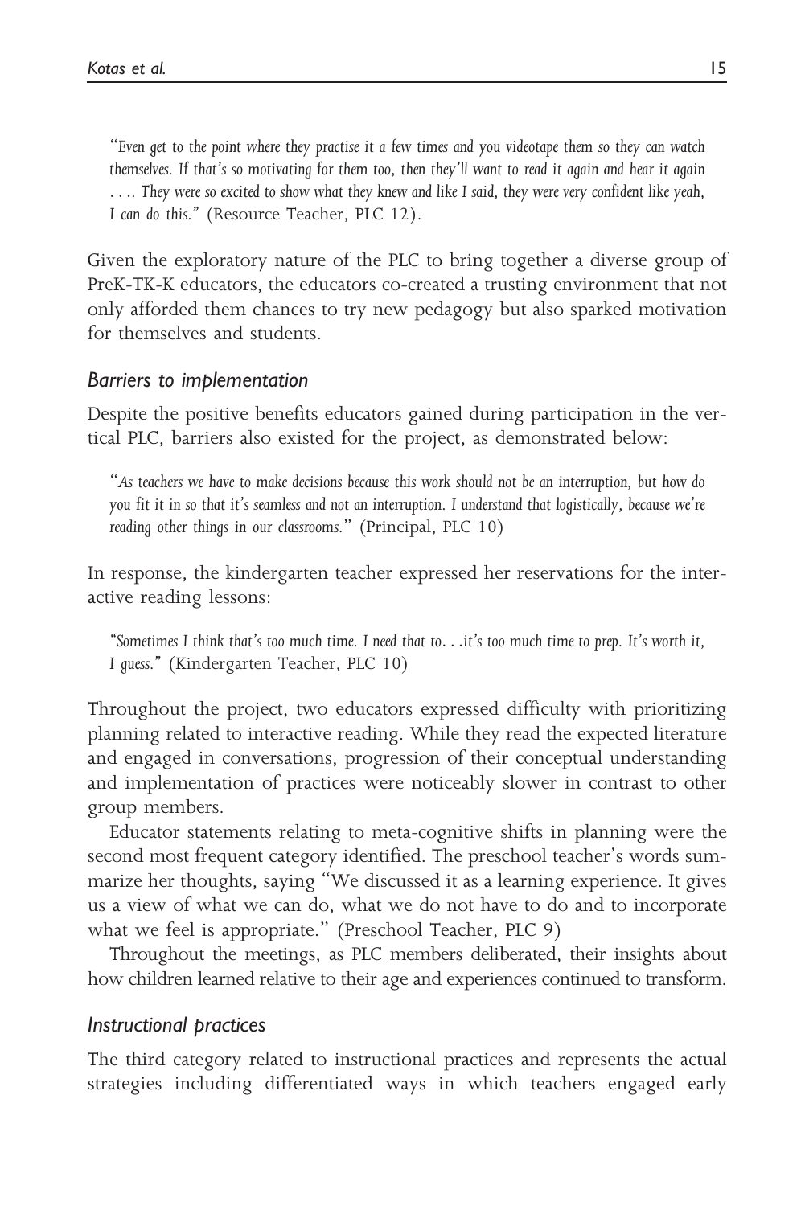> *"Even get to the point where they practise it a few times and you videotape them so they can watch themselves. If that's so motivating for them too, then they'll want to read it again and hear it again . . .. They were so excited to show what they knew and like I said, they were very confident like yeah, I can do this."* (Resource Teacher, PLC 12).

Given the exploratory nature of the PLC to bring together a diverse group of PreK-TK-K educators, the educators co-created a trusting environment that not only afforded them chances to try new pedagogy but also sparked motivation for themselves and students.

### *Barriers to implementation*

Despite the positive benefits educators gained during participation in the vertical PLC, barriers also existed for the project, as demonstrated below:

> "*As teachers we have to make decisions because this work should not be an interruption, but how do you fit it in so that it's seamless and not an interruption. I understand that logistically, because we're reading other things in our classrooms*." (Principal, PLC 10)

In response, the kindergarten teacher expressed her reservations for the interactive reading lessons:

> *"Sometimes I think that's too much time. I need that to. . .it's too much time to prep. It's worth it, I guess."* (Kindergarten Teacher, PLC 10)

Throughout the project, two educators expressed difficulty with prioritizing planning related to interactive reading. While they read the expected literature and engaged in conversations, progression of their conceptual understanding and implementation of practices were noticeably slower in contrast to other group members.

Educator statements relating to meta-cognitive shifts in planning were the second most frequent category identified. The preschool teacher's words summarize her thoughts, saying "We discussed it as a learning experience. It gives us a view of what we can do, what we do not have to do and to incorporate what we feel is appropriate." (Preschool Teacher, PLC 9)

Throughout the meetings, as PLC members deliberated, their insights about how children learned relative to their age and experiences continued to transform.

### *Instructional practices*

The third category related to instructional practices and represents the actual strategies including differentiated ways in which teachers engaged early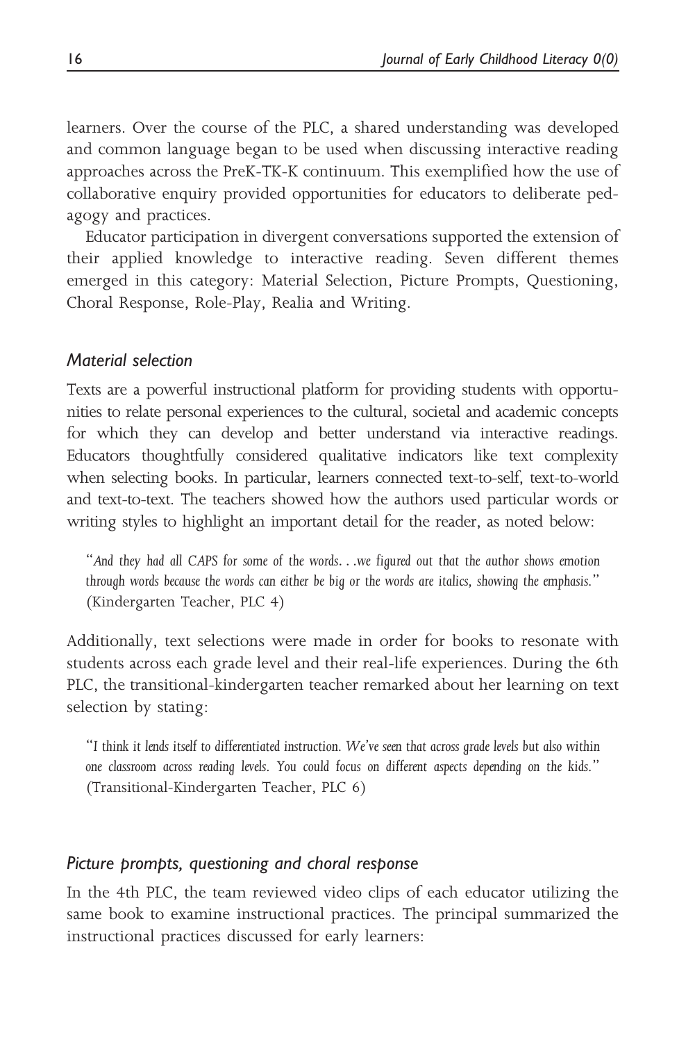learners. Over the course of the PLC, a shared understanding was developed and common language began to be used when discussing interactive reading approaches across the PreK-TK-K continuum. This exemplified how the use of collaborative enquiry provided opportunities for educators to deliberate pedagogy and practices.

Educator participation in divergent conversations supported the extension of their applied knowledge to interactive reading. Seven different themes emerged in this category: Material Selection, Picture Prompts, Questioning, Choral Response, Role-Play, Realia and Writing.

### *Material selection*

Texts are a powerful instructional platform for providing students with opportunities to relate personal experiences to the cultural, societal and academic concepts for which they can develop and better understand via interactive readings. Educators thoughtfully considered qualitative indicators like text complexity when selecting books. In particular, learners connected text-to-self, text-to-world and text-to-text. The teachers showed how the authors used particular words or writing styles to highlight an important detail for the reader, as noted below:

> "*And they had all CAPS for some of the words...we figured out that the author shows emotion through words because the words can either be big or the words are italics, showing the emphasis.*" (Kindergarten Teacher, PLC 4)

Additionally, text selections were made in order for books to resonate with students across each grade level and their real-life experiences. During the 6th PLC, the transitional-kindergarten teacher remarked about her learning on text selection by stating:

> "*I think it lends itself to differentiated instruction. We've seen that across grade levels but also within one classroom across reading levels. You could focus on different aspects depending on the kids.*" (Transitional-Kindergarten Teacher, PLC 6)

### *Picture prompts, questioning and choral response*

In the 4th PLC, the team reviewed video clips of each educator utilizing the same book to examine instructional practices. The principal summarized the instructional practices discussed for early learners: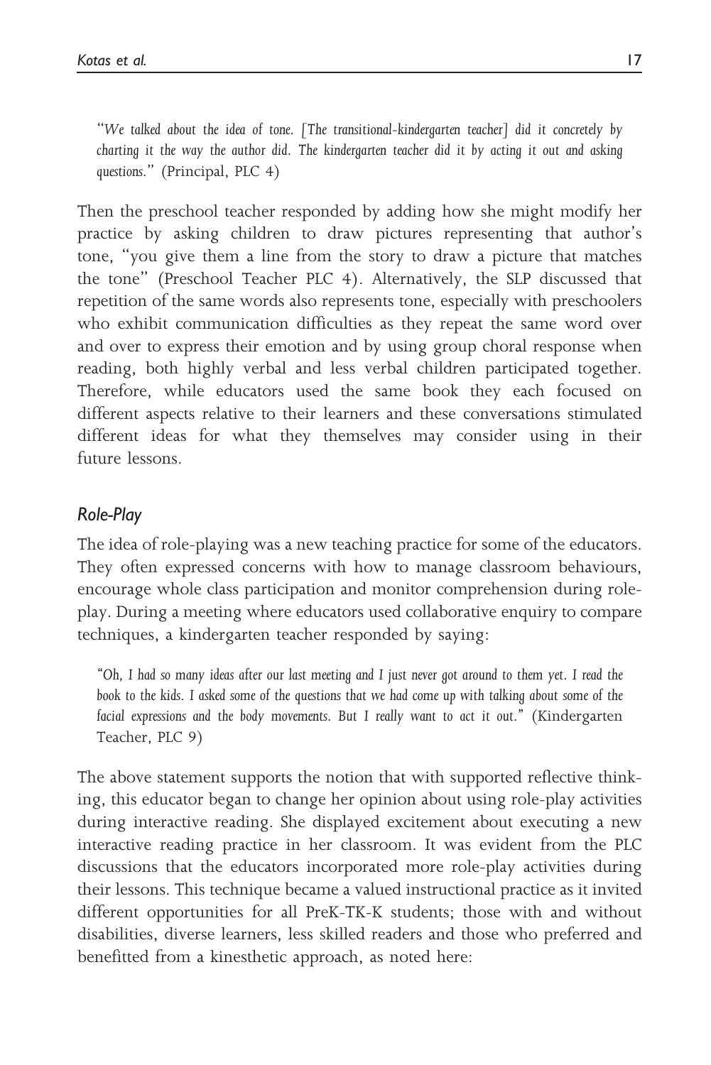> *"We talked about the idea of tone. [The transitional-kindergarten teacher] did it concretely by charting it the way the author did. The kindergarten teacher did it by acting it out and asking questions."* (Principal, PLC 4)

Then the preschool teacher responded by adding how she might modify her practice by asking children to draw pictures representing that author's tone, "you give them a line from the story to draw a picture that matches the tone" (Preschool Teacher PLC 4). Alternatively, the SLP discussed that repetition of the same words also represents tone, especially with preschoolers who exhibit communication difficulties as they repeat the same word over and over to express their emotion and by using group choral response when reading, both highly verbal and less verbal children participated together. Therefore, while educators used the same book they each focused on different aspects relative to their learners and these conversations stimulated different ideas for what they themselves may consider using in their future lessons.

### *Role-Play*

The idea of role-playing was a new teaching practice for some of the educators. They often expressed concerns with how to manage classroom behaviours, encourage whole class participation and monitor comprehension during role-play. During a meeting where educators used collaborative enquiry to compare techniques, a kindergarten teacher responded by saying:

> *"Oh, I had so many ideas after our last meeting and I just never got around to them yet. I read the book to the kids. I asked some of the questions that we had come up with talking about some of the facial expressions and the body movements. But I really want to act it out."* (Kindergarten Teacher, PLC 9)

The above statement supports the notion that with supported reflective thinking, this educator began to change her opinion about using role-play activities during interactive reading. She displayed excitement about executing a new interactive reading practice in her classroom. It was evident from the PLC discussions that the educators incorporated more role-play activities during their lessons. This technique became a valued instructional practice as it invited different opportunities for all PreK-TK-K students; those with and without disabilities, diverse learners, less skilled readers and those who preferred and benefitted from a kinesthetic approach, as noted here: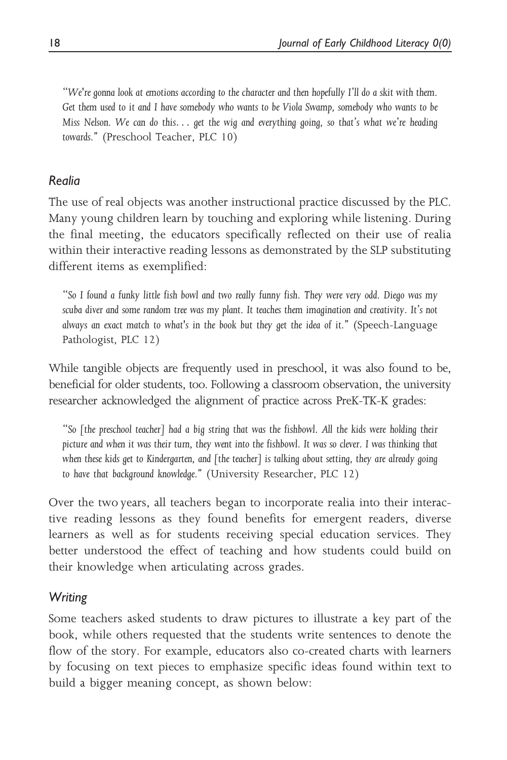*"We're gonna look at emotions according to the character and then hopefully I'll do a skit with them. Get them used to it and I have somebody who wants to be Viola Swamp, somebody who wants to be Miss Nelson. We can do this... get the wig and everything going, so that's what we're heading towards."* (Preschool Teacher, PLC 10)

### *Realia*

The use of real objects was another instructional practice discussed by the PLC. Many young children learn by touching and exploring while listening. During the final meeting, the educators specifically reflected on their use of realia within their interactive reading lessons as demonstrated by the SLP substituting different items as exemplified:

*"So I found a funky little fish bowl and two really funny fish. They were very odd. Diego was my scuba diver and some random tree was my plant. It teaches them imagination and creativity. It's not always an exact match to what's in the book but they get the idea of it."* (Speech-Language Pathologist, PLC 12)

While tangible objects are frequently used in preschool, it was also found to be, beneficial for older students, too. Following a classroom observation, the university researcher acknowledged the alignment of practice across PreK-TK-K grades:

*"So [the preschool teacher] had a big string that was the fishbowl. All the kids were holding their picture and when it was their turn, they went into the fishbowl. It was so clever. I was thinking that when these kids get to Kindergarten, and [the teacher] is talking about setting, they are already going to have that background knowledge."* (University Researcher, PLC 12)

Over the two years, all teachers began to incorporate realia into their interactive reading lessons as they found benefits for emergent readers, diverse learners as well as for students receiving special education services. They better understood the effect of teaching and how students could build on their knowledge when articulating across grades.

### *Writing*

Some teachers asked students to draw pictures to illustrate a key part of the book, while others requested that the students write sentences to denote the flow of the story. For example, educators also co-created charts with learners by focusing on text pieces to emphasize specific ideas found within text to build a bigger meaning concept, as shown below: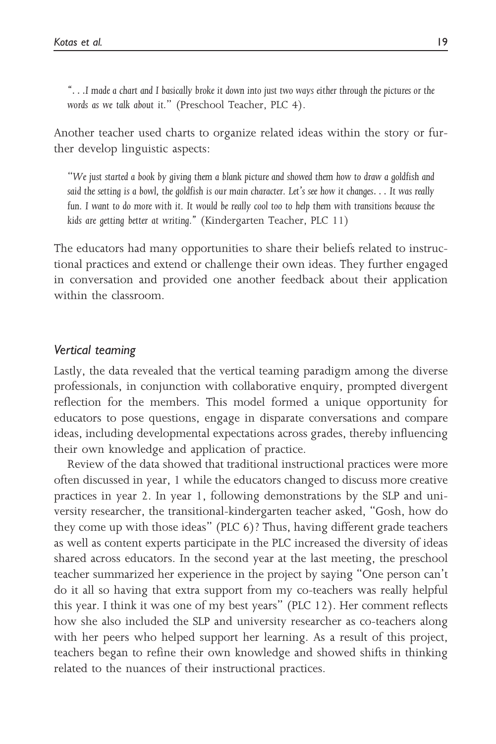> *". . .I made a chart and I basically broke it down into just two ways either through the pictures or the words as we talk about it."* (Preschool Teacher, PLC 4).

Another teacher used charts to organize related ideas within the story or further develop linguistic aspects:

> *"We just started a book by giving them a blank picture and showed them how to draw a goldfish and said the setting is a bowl, the goldfish is our main character. Let's see how it changes. . . It was really fun. I want to do more with it. It would be really cool too to help them with transitions because the kids are getting better at writing."* (Kindergarten Teacher, PLC 11)

The educators had many opportunities to share their beliefs related to instructional practices and extend or challenge their own ideas. They further engaged in conversation and provided one another feedback about their application within the classroom.

### *Vertical teaming*

Lastly, the data revealed that the vertical teaming paradigm among the diverse professionals, in conjunction with collaborative enquiry, prompted divergent reflection for the members. This model formed a unique opportunity for educators to pose questions, engage in disparate conversations and compare ideas, including developmental expectations across grades, thereby influencing their own knowledge and application of practice.

Review of the data showed that traditional instructional practices were more often discussed in year, 1 while the educators changed to discuss more creative practices in year 2. In year 1, following demonstrations by the SLP and university researcher, the transitional-kindergarten teacher asked, "Gosh, how do they come up with those ideas" (PLC 6)? Thus, having different grade teachers as well as content experts participate in the PLC increased the diversity of ideas shared across educators. In the second year at the last meeting, the preschool teacher summarized her experience in the project by saying "One person can't do it all so having that extra support from my co-teachers was really helpful this year. I think it was one of my best years" (PLC 12). Her comment reflects how she also included the SLP and university researcher as co-teachers along with her peers who helped support her learning. As a result of this project, teachers began to refine their own knowledge and showed shifts in thinking related to the nuances of their instructional practices.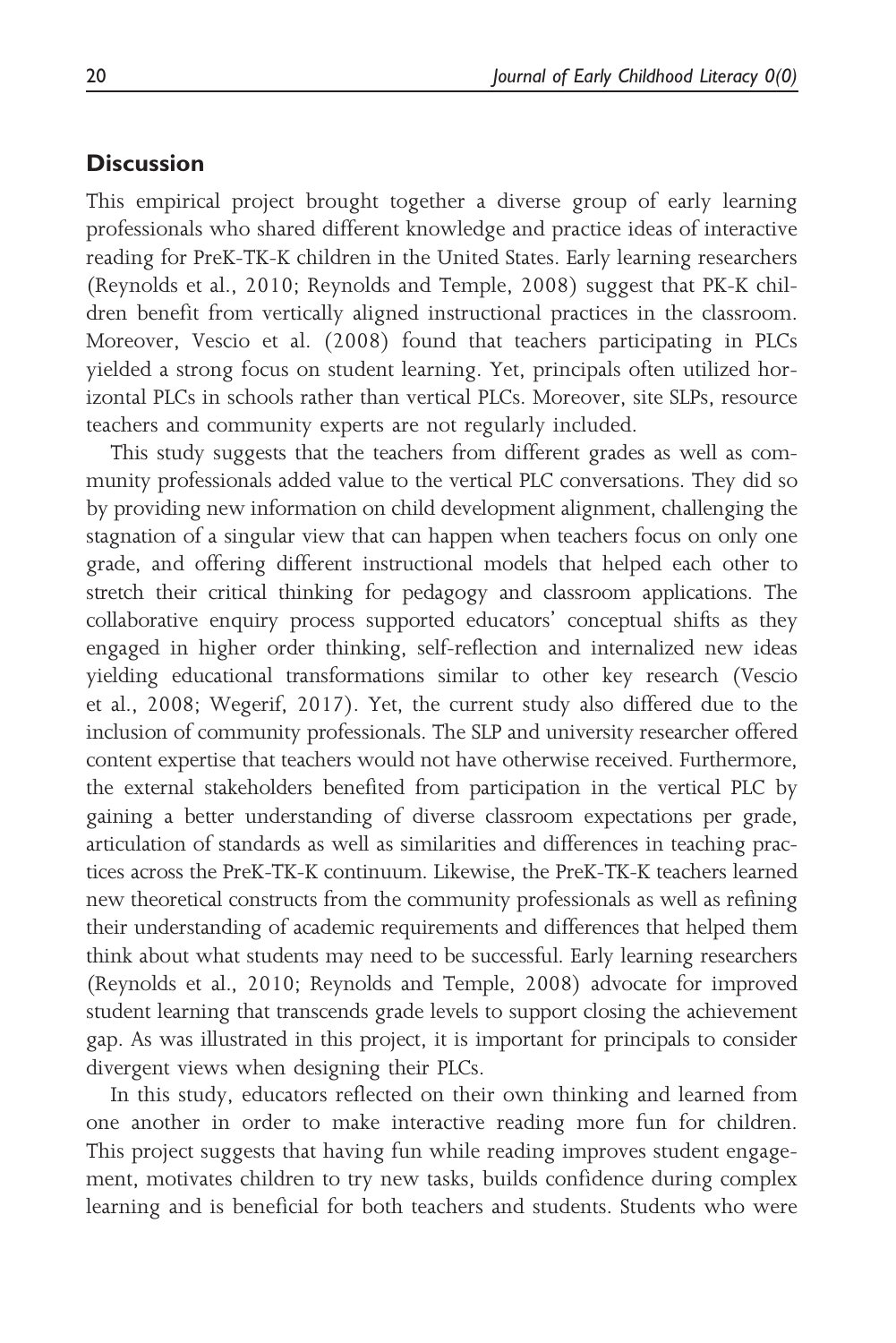## Discussion

This empirical project brought together a diverse group of early learning professionals who shared different knowledge and practice ideas of interactive reading for PreK-TK-K children in the United States. Early learning researchers (Reynolds et al., 2010; Reynolds and Temple, 2008) suggest that PK-K children benefit from vertically aligned instructional practices in the classroom. Moreover, Vescio et al. (2008) found that teachers participating in PLCs yielded a strong focus on student learning. Yet, principals often utilized horizontal PLCs in schools rather than vertical PLCs. Moreover, site SLPs, resource teachers and community experts are not regularly included.

This study suggests that the teachers from different grades as well as community professionals added value to the vertical PLC conversations. They did so by providing new information on child development alignment, challenging the stagnation of a singular view that can happen when teachers focus on only one grade, and offering different instructional models that helped each other to stretch their critical thinking for pedagogy and classroom applications. The collaborative enquiry process supported educators' conceptual shifts as they engaged in higher order thinking, self-reflection and internalized new ideas yielding educational transformations similar to other key research (Vescio et al., 2008; Wegerif, 2017). Yet, the current study also differed due to the inclusion of community professionals. The SLP and university researcher offered content expertise that teachers would not have otherwise received. Furthermore, the external stakeholders benefited from participation in the vertical PLC by gaining a better understanding of diverse classroom expectations per grade, articulation of standards as well as similarities and differences in teaching practices across the PreK-TK-K continuum. Likewise, the PreK-TK-K teachers learned new theoretical constructs from the community professionals as well as refining their understanding of academic requirements and differences that helped them think about what students may need to be successful. Early learning researchers (Reynolds et al., 2010; Reynolds and Temple, 2008) advocate for improved student learning that transcends grade levels to support closing the achievement gap. As was illustrated in this project, it is important for principals to consider divergent views when designing their PLCs.

In this study, educators reflected on their own thinking and learned from one another in order to make interactive reading more fun for children. This project suggests that having fun while reading improves student engagement, motivates children to try new tasks, builds confidence during complex learning and is beneficial for both teachers and students. Students who were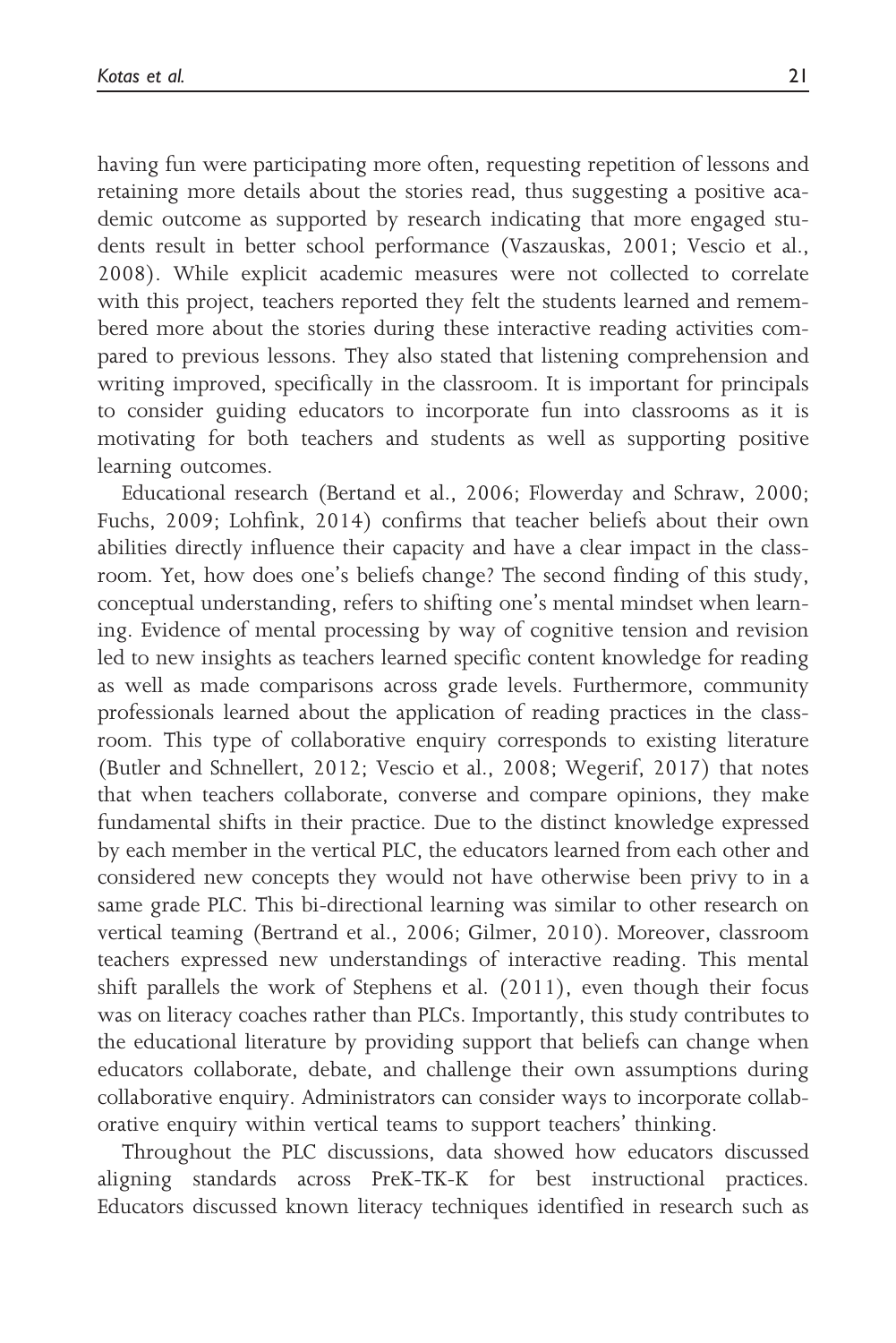having fun were participating more often, requesting repetition of lessons and retaining more details about the stories read, thus suggesting a positive academic outcome as supported by research indicating that more engaged students result in better school performance (Vaszauskas, 2001; Vescio et al., 2008). While explicit academic measures were not collected to correlate with this project, teachers reported they felt the students learned and remembered more about the stories during these interactive reading activities compared to previous lessons. They also stated that listening comprehension and writing improved, specifically in the classroom. It is important for principals to consider guiding educators to incorporate fun into classrooms as it is motivating for both teachers and students as well as supporting positive learning outcomes.

Educational research (Bertand et al., 2006; Flowerday and Schraw, 2000; Fuchs, 2009; Lohfink, 2014) confirms that teacher beliefs about their own abilities directly influence their capacity and have a clear impact in the classroom. Yet, how does one's beliefs change? The second finding of this study, conceptual understanding, refers to shifting one's mental mindset when learning. Evidence of mental processing by way of cognitive tension and revision led to new insights as teachers learned specific content knowledge for reading as well as made comparisons across grade levels. Furthermore, community professionals learned about the application of reading practices in the classroom. This type of collaborative enquiry corresponds to existing literature (Butler and Schnellert, 2012; Vescio et al., 2008; Wegerif, 2017) that notes that when teachers collaborate, converse and compare opinions, they make fundamental shifts in their practice. Due to the distinct knowledge expressed by each member in the vertical PLC, the educators learned from each other and considered new concepts they would not have otherwise been privy to in a same grade PLC. This bi-directional learning was similar to other research on vertical teaming (Bertrand et al., 2006; Gilmer, 2010). Moreover, classroom teachers expressed new understandings of interactive reading. This mental shift parallels the work of Stephens et al. (2011), even though their focus was on literacy coaches rather than PLCs. Importantly, this study contributes to the educational literature by providing support that beliefs can change when educators collaborate, debate, and challenge their own assumptions during collaborative enquiry. Administrators can consider ways to incorporate collaborative enquiry within vertical teams to support teachers' thinking.

Throughout the PLC discussions, data showed how educators discussed aligning standards across PreK-TK-K for best instructional practices. Educators discussed known literacy techniques identified in research such as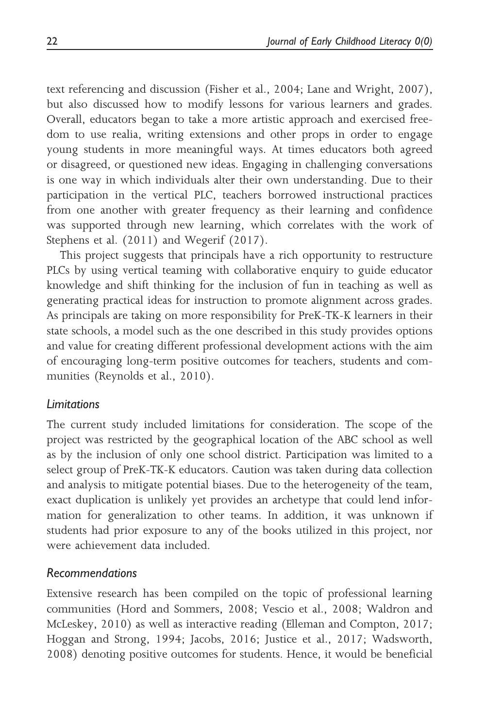text referencing and discussion (Fisher et al., 2004; Lane and Wright, 2007), but also discussed how to modify lessons for various learners and grades. Overall, educators began to take a more artistic approach and exercised freedom to use realia, writing extensions and other props in order to engage young students in more meaningful ways. At times educators both agreed or disagreed, or questioned new ideas. Engaging in challenging conversations is one way in which individuals alter their own understanding. Due to their participation in the vertical PLC, teachers borrowed instructional practices from one another with greater frequency as their learning and confidence was supported through new learning, which correlates with the work of Stephens et al. (2011) and Wegerif (2017).

This project suggests that principals have a rich opportunity to restructure PLCs by using vertical teaming with collaborative enquiry to guide educator knowledge and shift thinking for the inclusion of fun in teaching as well as generating practical ideas for instruction to promote alignment across grades. As principals are taking on more responsibility for PreK-TK-K learners in their state schools, a model such as the one described in this study provides options and value for creating different professional development actions with the aim of encouraging long-term positive outcomes for teachers, students and communities (Reynolds et al., 2010).

### *Limitations*

The current study included limitations for consideration. The scope of the project was restricted by the geographical location of the ABC school as well as by the inclusion of only one school district. Participation was limited to a select group of PreK-TK-K educators. Caution was taken during data collection and analysis to mitigate potential biases. Due to the heterogeneity of the team, exact duplication is unlikely yet provides an archetype that could lend information for generalization to other teams. In addition, it was unknown if students had prior exposure to any of the books utilized in this project, nor were achievement data included.

### *Recommendations*

Extensive research has been compiled on the topic of professional learning communities (Hord and Sommers, 2008; Vescio et al., 2008; Waldron and McLeskey, 2010) as well as interactive reading (Elleman and Compton, 2017; Hoggan and Strong, 1994; Jacobs, 2016; Justice et al., 2017; Wadsworth, 2008) denoting positive outcomes for students. Hence, it would be beneficial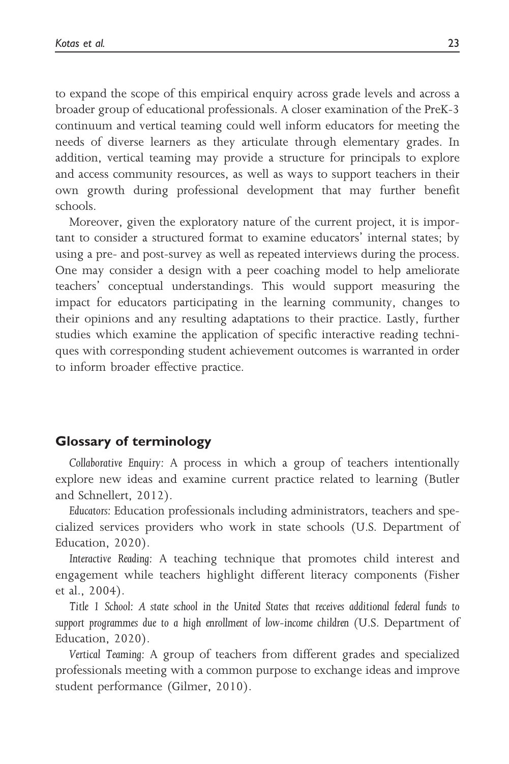to expand the scope of this empirical enquiry across grade levels and across a broader group of educational professionals. A closer examination of the PreK-3 continuum and vertical teaming could well inform educators for meeting the needs of diverse learners as they articulate through elementary grades. In addition, vertical teaming may provide a structure for principals to explore and access community resources, as well as ways to support teachers in their own growth during professional development that may further benefit schools.

Moreover, given the exploratory nature of the current project, it is important to consider a structured format to examine educators' internal states; by using a pre- and post-survey as well as repeated interviews during the process. One may consider a design with a peer coaching model to help ameliorate teachers' conceptual understandings. This would support measuring the impact for educators participating in the learning community, changes to their opinions and any resulting adaptations to their practice. Lastly, further studies which examine the application of specific interactive reading techniques with corresponding student achievement outcomes is warranted in order to inform broader effective practice.

## Glossary of terminology

*Collaborative Enquiry*: A process in which a group of teachers intentionally explore new ideas and examine current practice related to learning (Butler and Schnellert, 2012).

*Educators*: Education professionals including administrators, teachers and specialized services providers who work in state schools (U.S. Department of Education, 2020).

*Interactive Reading*: A teaching technique that promotes child interest and engagement while teachers highlight different literacy components (Fisher et al., 2004).

*Title 1 School: A state school in the United States that receives additional federal funds to support programmes due to a high enrollment of low-income children* (U.S. Department of Education, 2020).

*Vertical Teaming*: A group of teachers from different grades and specialized professionals meeting with a common purpose to exchange ideas and improve student performance (Gilmer, 2010).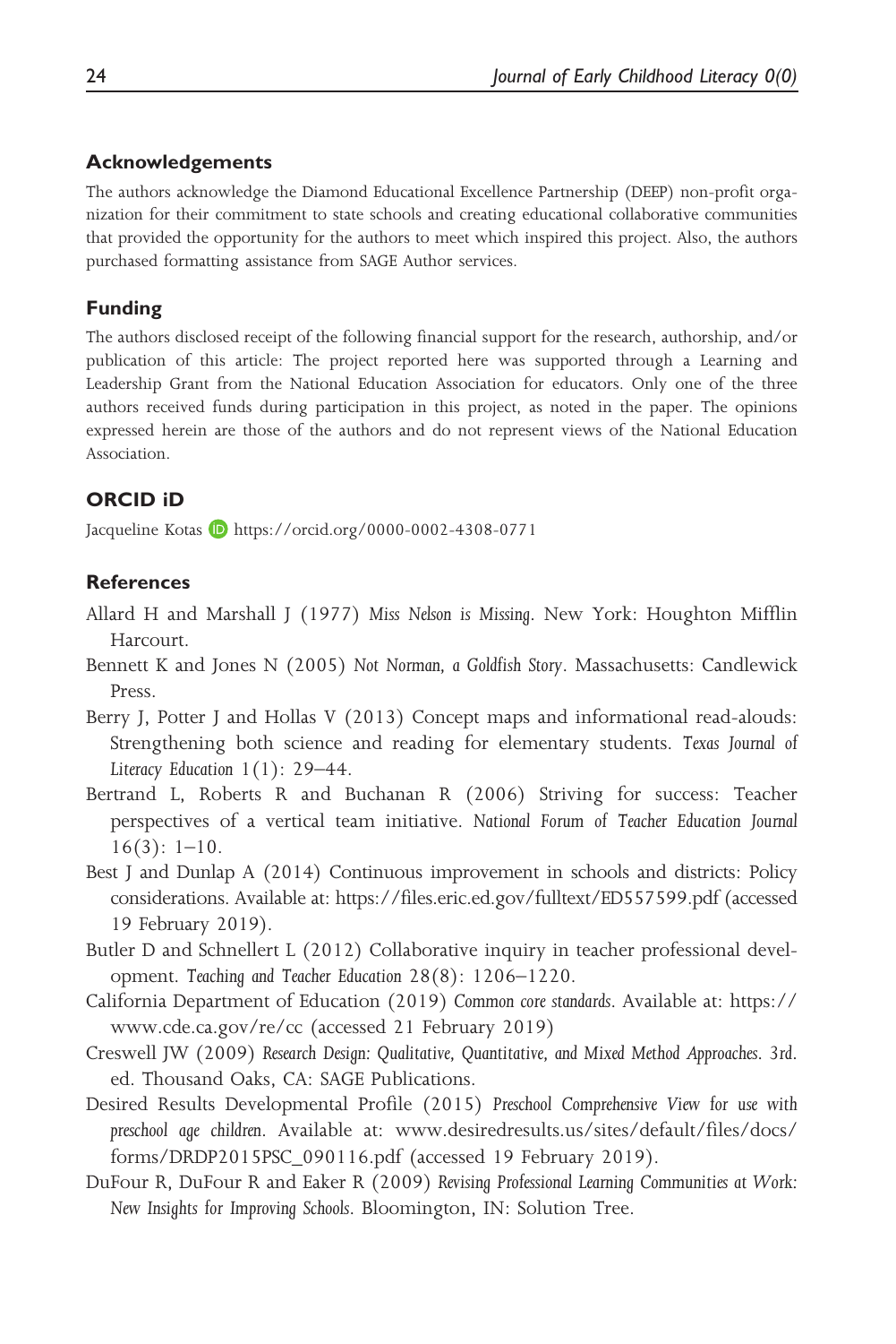## Acknowledgements

The authors acknowledge the Diamond Educational Excellence Partnership (DEEP) non-profit organization for their commitment to state schools and creating educational collaborative communities that provided the opportunity for the authors to meet which inspired this project. Also, the authors purchased formatting assistance from SAGE Author services.

## Funding

The authors disclosed receipt of the following financial support for the research, authorship, and/or publication of this article: The project reported here was supported through a Learning and Leadership Grant from the National Education Association for educators. Only one of the three authors received funds during participation in this project, as noted in the paper. The opinions expressed herein are those of the authors and do not represent views of the National Education Association.

## ORCID iD

Jacqueline Kotas https://orcid.org/0000-0002-4308-0771

## References

Allard H and Marshall J (1977) *Miss Nelson is Missing*. New York: Houghton Mifflin Harcourt.

Bennett K and Jones N (2005) *Not Norman, a Goldfish Story*. Massachusetts: Candlewick Press.

Berry J, Potter J and Hollas V (2013) Concept maps and informational read-alouds: Strengthening both science and reading for elementary students. *Texas Journal of Literacy Education* 1(1): 29–44.

Bertrand L, Roberts R and Buchanan R (2006) Striving for success: Teacher perspectives of a vertical team initiative. *National Forum of Teacher Education Journal* 16(3): 1–10.

Best J and Dunlap A (2014) Continuous improvement in schools and districts: Policy considerations. Available at: https://files.eric.ed.gov/fulltext/ED557599.pdf (accessed 19 February 2019).

Butler D and Schnellert L (2012) Collaborative inquiry in teacher professional development. *Teaching and Teacher Education* 28(8): 1206–1220.

California Department of Education (2019) *Common core standards*. Available at: https://www.cde.ca.gov/re/cc (accessed 21 February 2019)

Creswell JW (2009) *Research Design: Qualitative, Quantitative, and Mixed Method Approaches*. 3rd. ed. Thousand Oaks, CA: SAGE Publications.

Desired Results Developmental Profile (2015) *Preschool Comprehensive View for use with preschool age children*. Available at: www.desiredresults.us/sites/default/files/docs/forms/DRDP2015PSC_090116.pdf (accessed 19 February 2019).

DuFour R, DuFour R and Eaker R (2009) *Revising Professional Learning Communities at Work: New Insights for Improving Schools*. Bloomington, IN: Solution Tree.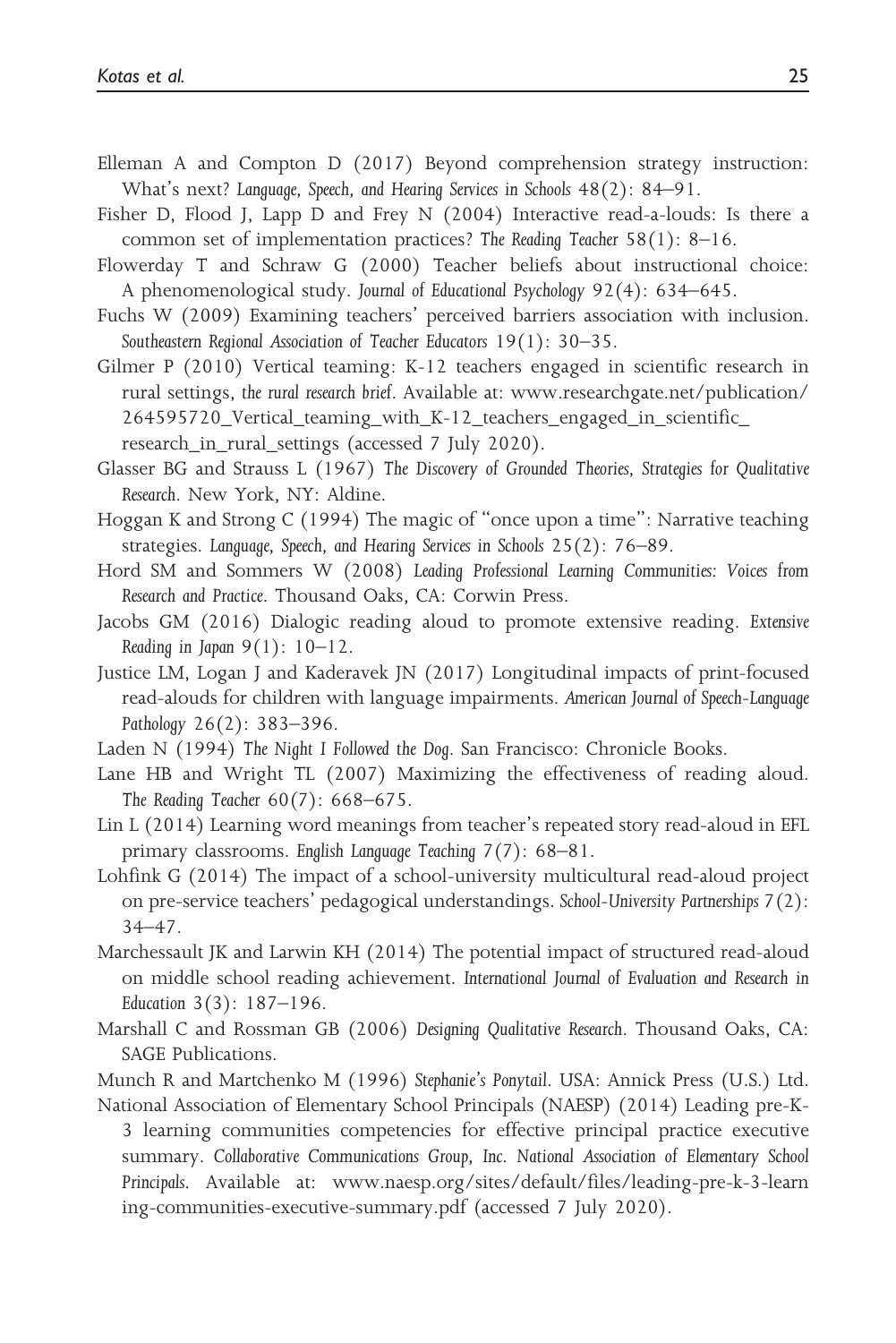Elleman A and Compton D (2017) Beyond comprehension strategy instruction: What's next? *Language, Speech, and Hearing Services in Schools* 48(2): 84–91.

Fisher D, Flood J, Lapp D and Frey N (2004) Interactive read-a-louds: Is there a common set of implementation practices? *The Reading Teacher* 58(1): 8–16.

Flowerday T and Schraw G (2000) Teacher beliefs about instructional choice: A phenomenological study. *Journal of Educational Psychology* 92(4): 634–645.

Fuchs W (2009) Examining teachers' perceived barriers association with inclusion. *Southeastern Regional Association of Teacher Educators* 19(1): 30–35.

Gilmer P (2010) Vertical teaming: K-12 teachers engaged in scientific research in rural settings, *the rural research brief*. Available at: www.researchgate.net/publication/264595720_Vertical_teaming_with_K-12_teachers_engaged_in_scientific_research_in_rural_settings (accessed 7 July 2020).

Glasser BG and Strauss L (1967) *The Discovery of Grounded Theories, Strategies for Qualitative Research*. New York, NY: Aldine.

Hoggan K and Strong C (1994) The magic of "once upon a time": Narrative teaching strategies. *Language, Speech, and Hearing Services in Schools* 25(2): 76–89.

Hord SM and Sommers W (2008) *Leading Professional Learning Communities: Voices from Research and Practice*. Thousand Oaks, CA: Corwin Press.

Jacobs GM (2016) Dialogic reading aloud to promote extensive reading. *Extensive Reading in Japan* 9(1): 10–12.

Justice LM, Logan J and Kaderavek JN (2017) Longitudinal impacts of print-focused read-alouds for children with language impairments. *American Journal of Speech-Language Pathology* 26(2): 383–396.

Laden N (1994) *The Night I Followed the Dog*. San Francisco: Chronicle Books.

Lane HB and Wright TL (2007) Maximizing the effectiveness of reading aloud. *The Reading Teacher* 60(7): 668–675.

Lin L (2014) Learning word meanings from teacher's repeated story read-aloud in EFL primary classrooms. *English Language Teaching* 7(7): 68–81.

Lohfink G (2014) The impact of a school-university multicultural read-aloud project on pre-service teachers' pedagogical understandings. *School-University Partnerships* 7(2): 34–47.

Marchessault JK and Larwin KH (2014) The potential impact of structured read-aloud on middle school reading achievement. *International Journal of Evaluation and Research in Education* 3(3): 187–196.

Marshall C and Rossman GB (2006) *Designing Qualitative Research*. Thousand Oaks, CA: SAGE Publications.

Munch R and Martchenko M (1996) *Stephanie's Ponytail*. USA: Annick Press (U.S.) Ltd.

National Association of Elementary School Principals (NAESP) (2014) Leading pre-K-3 learning communities competencies for effective principal practice executive summary. *Collaborative Communications Group, Inc. National Association of Elementary School Principals*. Available at: www.naesp.org/sites/default/files/leading-pre-k-3-learning-communities-executive-summary.pdf (accessed 7 July 2020).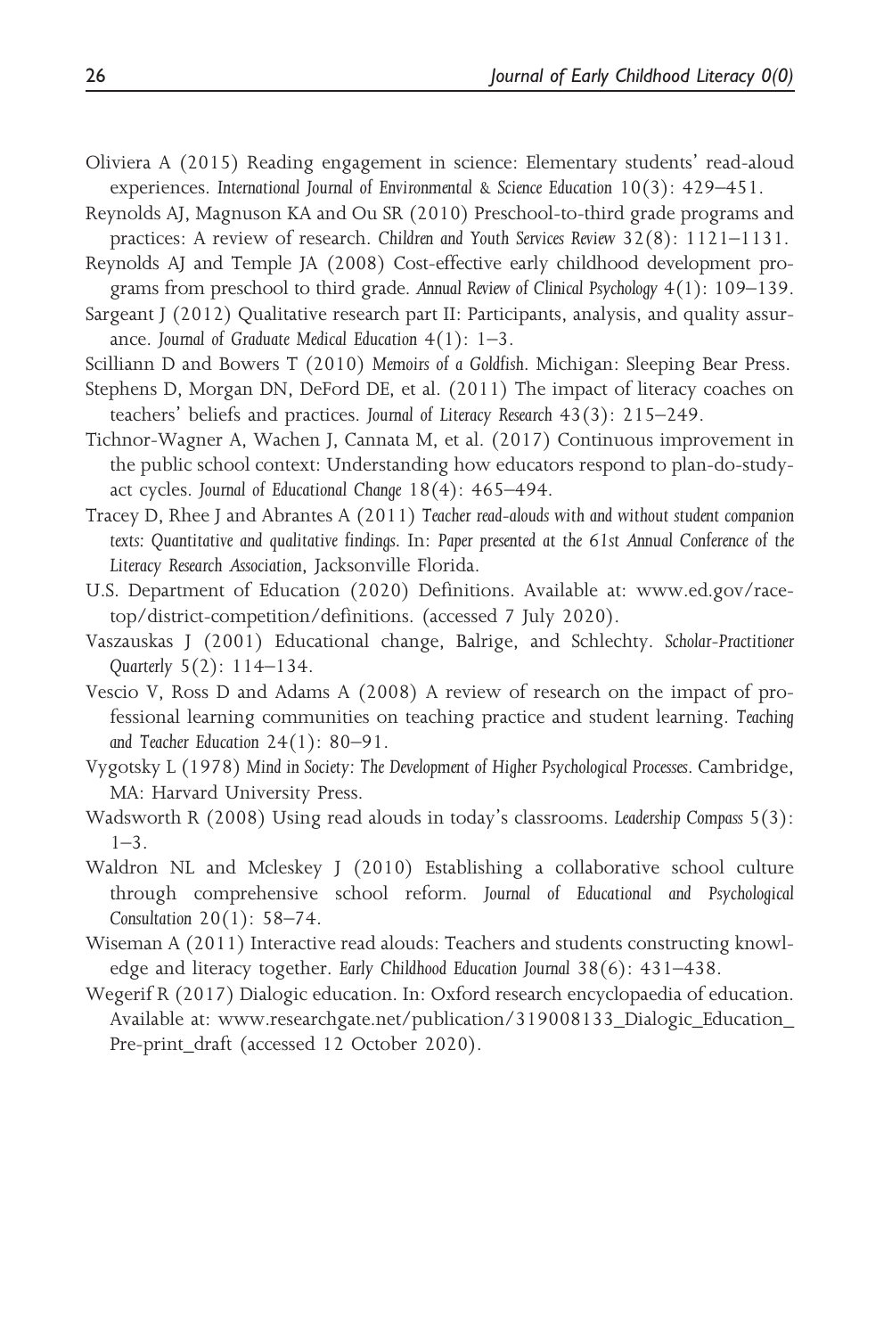Oliviera A (2015) Reading engagement in science: Elementary students' read-aloud experiences. *International Journal of Environmental & Science Education* 10(3): 429–451.

Reynolds AJ, Magnuson KA and Ou SR (2010) Preschool-to-third grade programs and practices: A review of research. *Children and Youth Services Review* 32(8): 1121–1131.

Reynolds AJ and Temple JA (2008) Cost-effective early childhood development programs from preschool to third grade. *Annual Review of Clinical Psychology* 4(1): 109–139.

Sargeant J (2012) Qualitative research part II: Participants, analysis, and quality assurance. *Journal of Graduate Medical Education* 4(1): 1–3.

Scilliann D and Bowers T (2010) *Memoirs of a Goldfish*. Michigan: Sleeping Bear Press.

Stephens D, Morgan DN, DeFord DE, et al. (2011) The impact of literacy coaches on teachers' beliefs and practices. *Journal of Literacy Research* 43(3): 215–249.

Tichnor-Wagner A, Wachen J, Cannata M, et al. (2017) Continuous improvement in the public school context: Understanding how educators respond to plan-do-study-act cycles. *Journal of Educational Change* 18(4): 465–494.

Tracey D, Rhee J and Abrantes A (2011) *Teacher read-alouds with and without student companion texts: Quantitative and qualitative findings*. In: *Paper presented at the 61st Annual Conference of the Literacy Research Association*, Jacksonville Florida.

U.S. Department of Education (2020) Definitions. Available at: www.ed.gov/race-top/district-competition/definitions. (accessed 7 July 2020).

Vaszauskas J (2001) Educational change, Balrige, and Schlechty. *Scholar-Practitioner Quarterly* 5(2): 114–134.

Vescio V, Ross D and Adams A (2008) A review of research on the impact of professional learning communities on teaching practice and student learning. *Teaching and Teacher Education* 24(1): 80–91.

Vygotsky L (1978) *Mind in Society: The Development of Higher Psychological Processes*. Cambridge, MA: Harvard University Press.

Wadsworth R (2008) Using read alouds in today's classrooms. *Leadership Compass* 5(3): 1–3.

Waldron NL and Mcleskey J (2010) Establishing a collaborative school culture through comprehensive school reform. *Journal of Educational and Psychological Consultation* 20(1): 58–74.

Wiseman A (2011) Interactive read alouds: Teachers and students constructing knowledge and literacy together. *Early Childhood Education Journal* 38(6): 431–438.

Wegerif R (2017) Dialogic education. In: Oxford research encyclopaedia of education. Available at: www.researchgate.net/publication/319008133_Dialogic_Education_Pre-print_draft (accessed 12 October 2020).